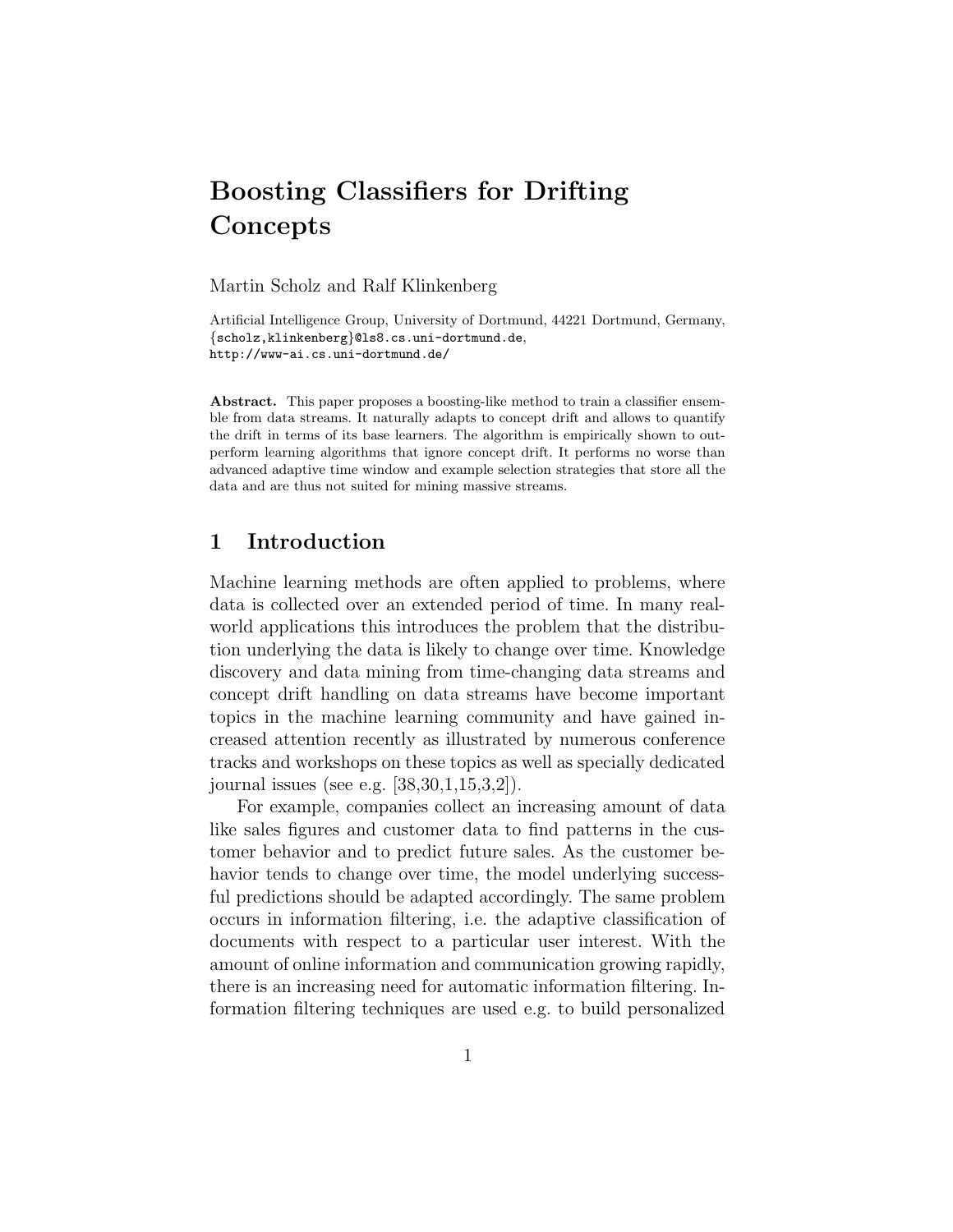# Boosting Classifiers for Drifting Concepts

Martin Scholz and Ralf Klinkenberg

Artificial Intelligence Group, University of Dortmund, 44221 Dortmund, Germany,
{scholz,klinkenberg}@ls8.cs.uni-dortmund.de,
http://www-ai.cs.uni-dortmund.de/

**Abstract.** This paper proposes a boosting-like method to train a classifier ensemble from data streams. It naturally adapts to concept drift and allows to quantify the drift in terms of its base learners. The algorithm is empirically shown to outperform learning algorithms that ignore concept drift. It performs no worse than advanced adaptive time window and example selection strategies that store all the data and are thus not suited for mining massive streams.

## 1 Introduction

Machine learning methods are often applied to problems, where data is collected over an extended period of time. In many real-world applications this introduces the problem that the distribution underlying the data is likely to change over time. Knowledge discovery and data mining from time-changing data streams and concept drift handling on data streams have become important topics in the machine learning community and have gained increased attention recently as illustrated by numerous conference tracks and workshops on these topics as well as specially dedicated journal issues (see e.g. [38,30,1,15,3,2]).

For example, companies collect an increasing amount of data like sales figures and customer data to find patterns in the customer behavior and to predict future sales. As the customer behavior tends to change over time, the model underlying successful predictions should be adapted accordingly. The same problem occurs in information filtering, i.e. the adaptive classification of documents with respect to a particular user interest. With the amount of online information and communication growing rapidly, there is an increasing need for automatic information filtering. Information filtering techniques are used e.g. to build personalized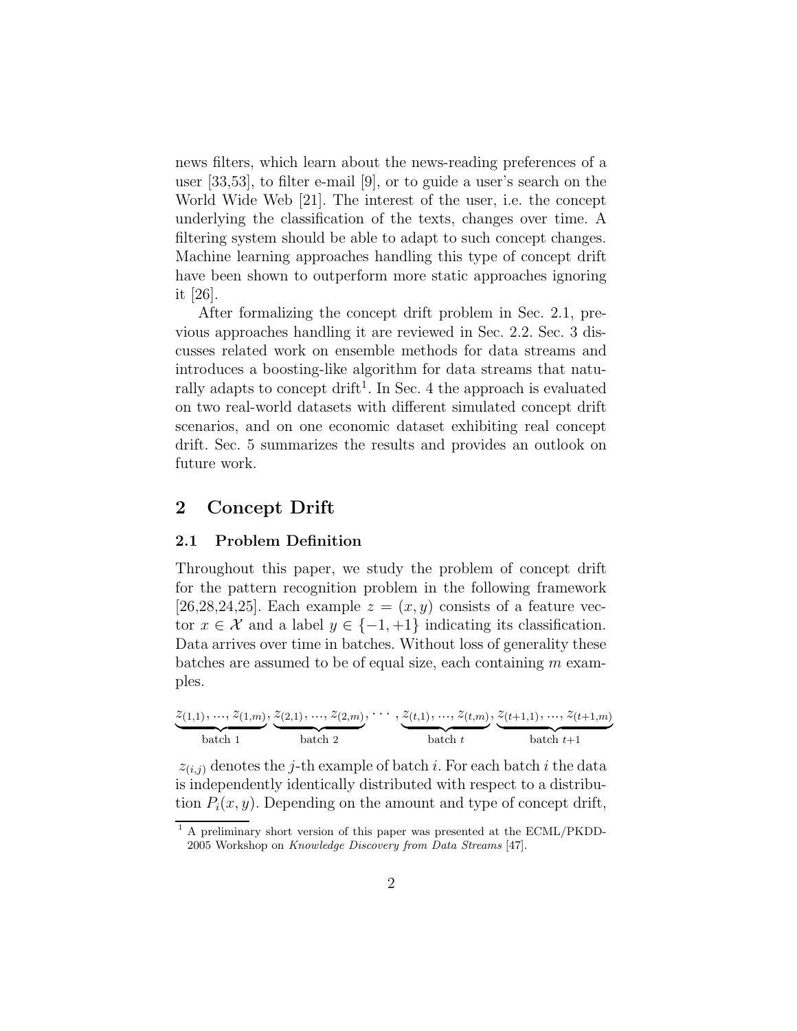news filters, which learn about the news-reading preferences of a user [33,53], to filter e-mail [9], or to guide a user's search on the World Wide Web [21]. The interest of the user, i.e. the concept underlying the classification of the texts, changes over time. A filtering system should be able to adapt to such concept changes. Machine learning approaches handling this type of concept drift have been shown to outperform more static approaches ignoring it [26].

After formalizing the concept drift problem in Sec. 2.1, previous approaches handling it are reviewed in Sec. 2.2. Sec. 3 discusses related work on ensemble methods for data streams and introduces a boosting-like algorithm for data streams that naturally adapts to concept drift[1]. In Sec. 4 the approach is evaluated on two real-world datasets with different simulated concept drift scenarios, and on one economic dataset exhibiting real concept drift. Sec. 5 summarizes the results and provides an outlook on future work.

## 2 Concept Drift

### 2.1 Problem Definition

Throughout this paper, we study the problem of concept drift for the pattern recognition problem in the following framework [26,28,24,25]. Each example $z = (x, y)$ consists of a feature vector $x \in \mathcal{X}$ and a label $y \in \{-1, +1\}$ indicating its classification. Data arrives over time in batches. Without loss of generality these batches are assumed to be of equal size, each containing $m$ examples.

$$\underbrace{z_{(1,1)}, \ldots, z_{(1,m)}}_{\text{batch } 1}, \underbrace{z_{(2,1)}, \ldots, z_{(2,m)}}_{\text{batch } 2}, \cdots, \underbrace{z_{(t,1)}, \ldots, z_{(t,m)}}_{\text{batch } t}, \underbrace{z_{(t+1,1)}, \ldots, z_{(t+1,m)}}_{\text{batch } t+1}$$

$z_{(i,j)}$ denotes the $j$-th example of batch $i$. For each batch $i$ the data is independently identically distributed with respect to a distribution $P_i(x, y)$. Depending on the amount and type of concept drift,

[1] A preliminary short version of this paper was presented at the ECML/PKDD-2005 Workshop on *Knowledge Discovery from Data Streams* [47].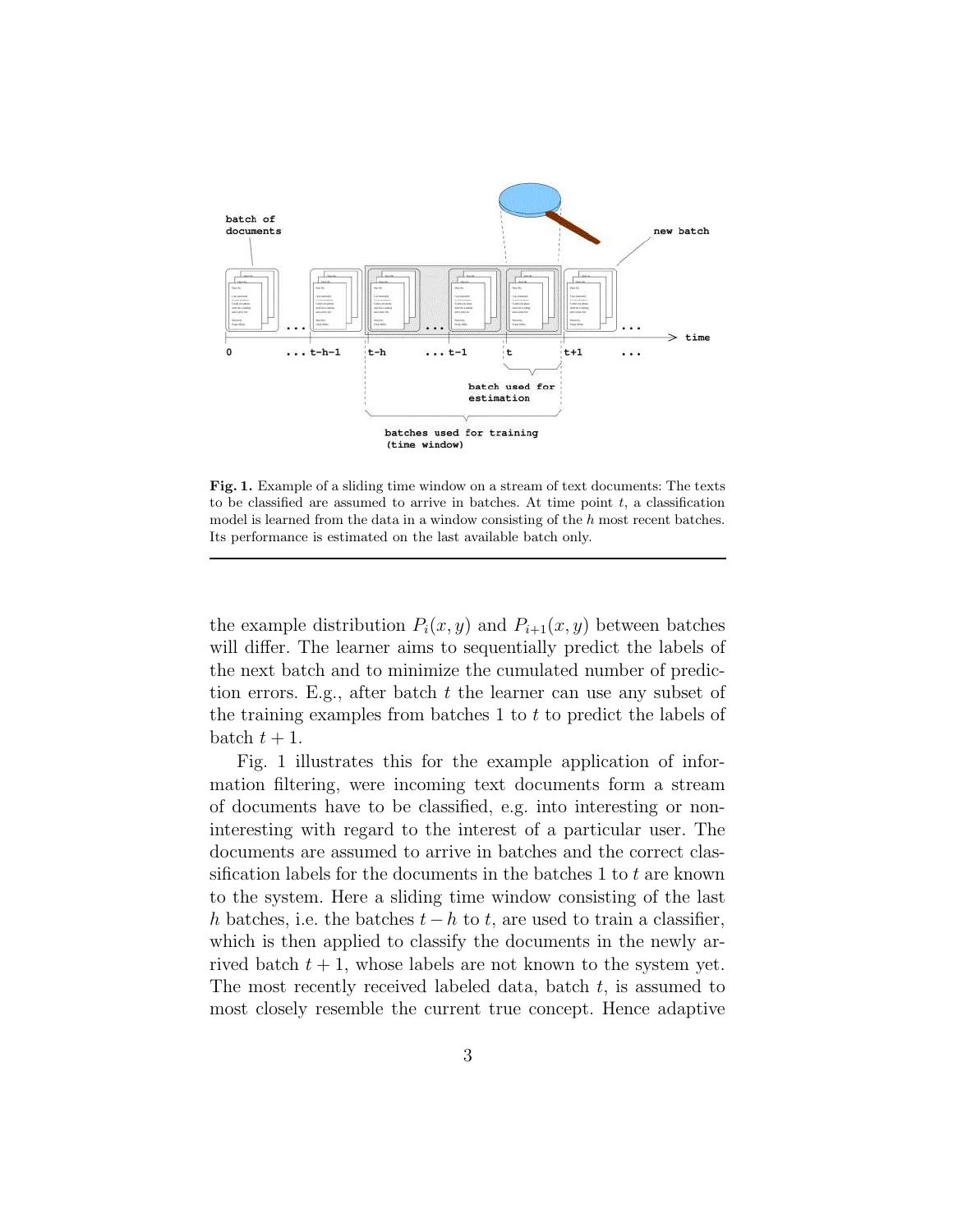**Fig. 1.** Example of a sliding time window on a stream of text documents: The texts to be classified are assumed to arrive in batches. At time point $t$, a classification model is learned from the data in a window consisting of the $h$ most recent batches. Its performance is estimated on the last available batch only.

---

the example distribution $P_i(x, y)$ and $P_{i+1}(x, y)$ between batches will differ. The learner aims to sequentially predict the labels of the next batch and to minimize the cumulated number of prediction errors. E.g., after batch $t$ the learner can use any subset of the training examples from batches 1 to $t$ to predict the labels of batch $t + 1$.

Fig. 1 illustrates this for the example application of information filtering, were incoming text documents form a stream of documents have to be classified, e.g. into interesting or non-interesting with regard to the interest of a particular user. The documents are assumed to arrive in batches and the correct classification labels for the documents in the batches 1 to $t$ are known to the system. Here a sliding time window consisting of the last $h$ batches, i.e. the batches $t - h$ to $t$, are used to train a classifier, which is then applied to classify the documents in the newly arrived batch $t + 1$, whose labels are not known to the system yet. The most recently received labeled data, batch $t$, is assumed to most closely resemble the current true concept. Hence adaptive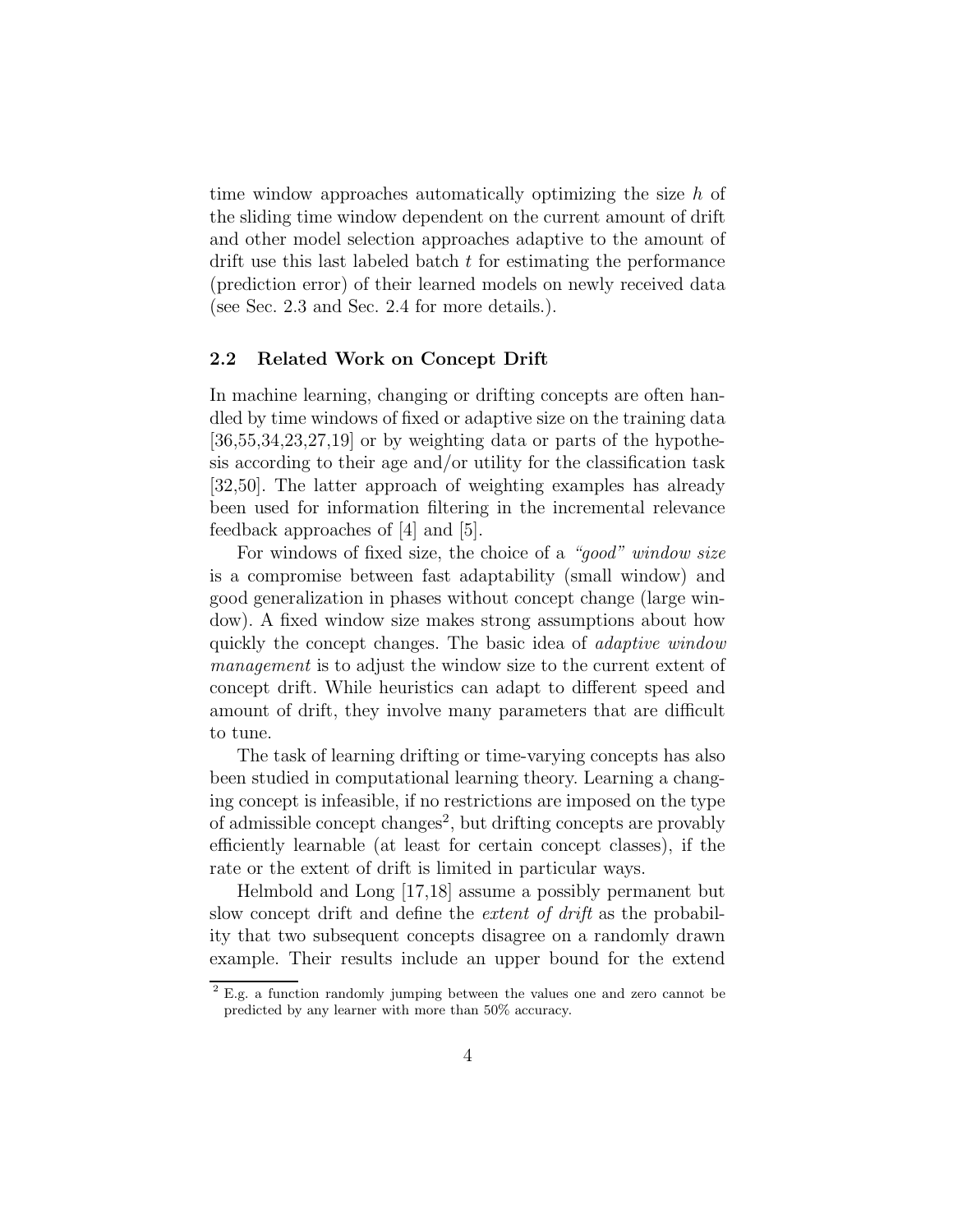time window approaches automatically optimizing the size $h$ of the sliding time window dependent on the current amount of drift and other model selection approaches adaptive to the amount of drift use this last labeled batch $t$ for estimating the performance (prediction error) of their learned models on newly received data (see Sec. 2.3 and Sec. 2.4 for more details.).

### 2.2 Related Work on Concept Drift

In machine learning, changing or drifting concepts are often handled by time windows of fixed or adaptive size on the training data [36,55,34,23,27,19] or by weighting data or parts of the hypothesis according to their age and/or utility for the classification task [32,50]. The latter approach of weighting examples has already been used for information filtering in the incremental relevance feedback approaches of [4] and [5].

For windows of fixed size, the choice of a *"good" window size* is a compromise between fast adaptability (small window) and good generalization in phases without concept change (large window). A fixed window size makes strong assumptions about how quickly the concept changes. The basic idea of *adaptive window management* is to adjust the window size to the current extent of concept drift. While heuristics can adapt to different speed and amount of drift, they involve many parameters that are difficult to tune.

The task of learning drifting or time-varying concepts has also been studied in computational learning theory. Learning a changing concept is infeasible, if no restrictions are imposed on the type of admissible concept changes[2], but drifting concepts are provably efficiently learnable (at least for certain concept classes), if the rate or the extent of drift is limited in particular ways.

Helmbold and Long [17,18] assume a possibly permanent but slow concept drift and define the *extent of drift* as the probability that two subsequent concepts disagree on a randomly drawn example. Their results include an upper bound for the extend

[2] E.g. a function randomly jumping between the values one and zero cannot be predicted by any learner with more than 50% accuracy.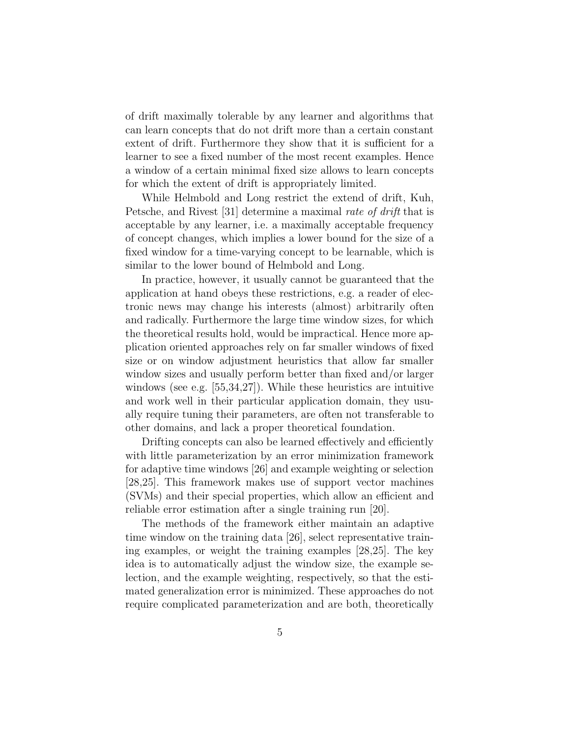of drift maximally tolerable by any learner and algorithms that can learn concepts that do not drift more than a certain constant extent of drift. Furthermore they show that it is sufficient for a learner to see a fixed number of the most recent examples. Hence a window of a certain minimal fixed size allows to learn concepts for which the extent of drift is appropriately limited.

While Helmbold and Long restrict the extend of drift, Kuh, Petsche, and Rivest [31] determine a maximal *rate of drift* that is acceptable by any learner, i.e. a maximally acceptable frequency of concept changes, which implies a lower bound for the size of a fixed window for a time-varying concept to be learnable, which is similar to the lower bound of Helmbold and Long.

In practice, however, it usually cannot be guaranteed that the application at hand obeys these restrictions, e.g. a reader of electronic news may change his interests (almost) arbitrarily often and radically. Furthermore the large time window sizes, for which the theoretical results hold, would be impractical. Hence more application oriented approaches rely on far smaller windows of fixed size or on window adjustment heuristics that allow far smaller window sizes and usually perform better than fixed and/or larger windows (see e.g. [55,34,27]). While these heuristics are intuitive and work well in their particular application domain, they usually require tuning their parameters, are often not transferable to other domains, and lack a proper theoretical foundation.

Drifting concepts can also be learned effectively and efficiently with little parameterization by an error minimization framework for adaptive time windows [26] and example weighting or selection [28,25]. This framework makes use of support vector machines (SVMs) and their special properties, which allow an efficient and reliable error estimation after a single training run [20].

The methods of the framework either maintain an adaptive time window on the training data [26], select representative training examples, or weight the training examples [28,25]. The key idea is to automatically adjust the window size, the example selection, and the example weighting, respectively, so that the estimated generalization error is minimized. These approaches do not require complicated parameterization and are both, theoretically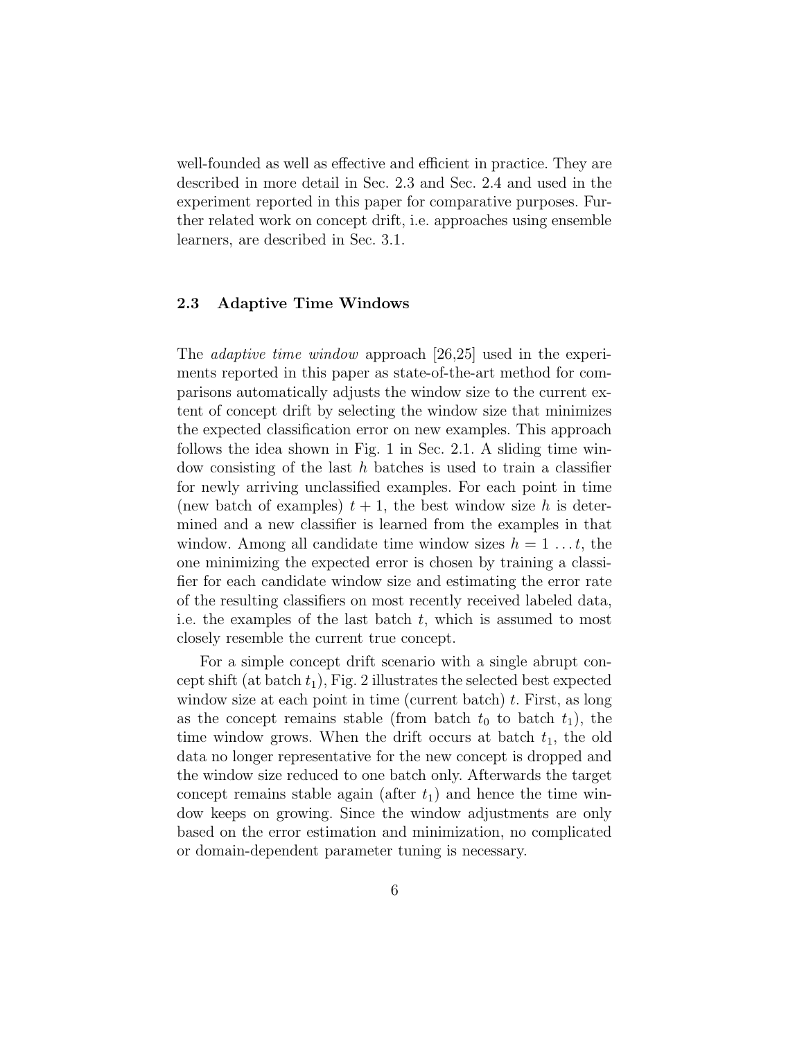well-founded as well as effective and efficient in practice. They are described in more detail in Sec. 2.3 and Sec. 2.4 and used in the experiment reported in this paper for comparative purposes. Further related work on concept drift, i.e. approaches using ensemble learners, are described in Sec. 3.1.

### 2.3 Adaptive Time Windows

The *adaptive time window* approach [26,25] used in the experiments reported in this paper as state-of-the-art method for comparisons automatically adjusts the window size to the current extent of concept drift by selecting the window size that minimizes the expected classification error on new examples. This approach follows the idea shown in Fig. 1 in Sec. 2.1. A sliding time window consisting of the last $h$ batches is used to train a classifier for newly arriving unclassified examples. For each point in time (new batch of examples) $t+1$, the best window size $h$ is determined and a new classifier is learned from the examples in that window. Among all candidate time window sizes $h = 1 \ldots t$, the one minimizing the expected error is chosen by training a classifier for each candidate window size and estimating the error rate of the resulting classifiers on most recently received labeled data, i.e. the examples of the last batch $t$, which is assumed to most closely resemble the current true concept.

For a simple concept drift scenario with a single abrupt concept shift (at batch $t_1$), Fig. 2 illustrates the selected best expected window size at each point in time (current batch) $t$. First, as long as the concept remains stable (from batch $t_0$ to batch $t_1$), the time window grows. When the drift occurs at batch $t_1$, the old data no longer representative for the new concept is dropped and the window size reduced to one batch only. Afterwards the target concept remains stable again (after $t_1$) and hence the time window keeps on growing. Since the window adjustments are only based on the error estimation and minimization, no complicated or domain-dependent parameter tuning is necessary.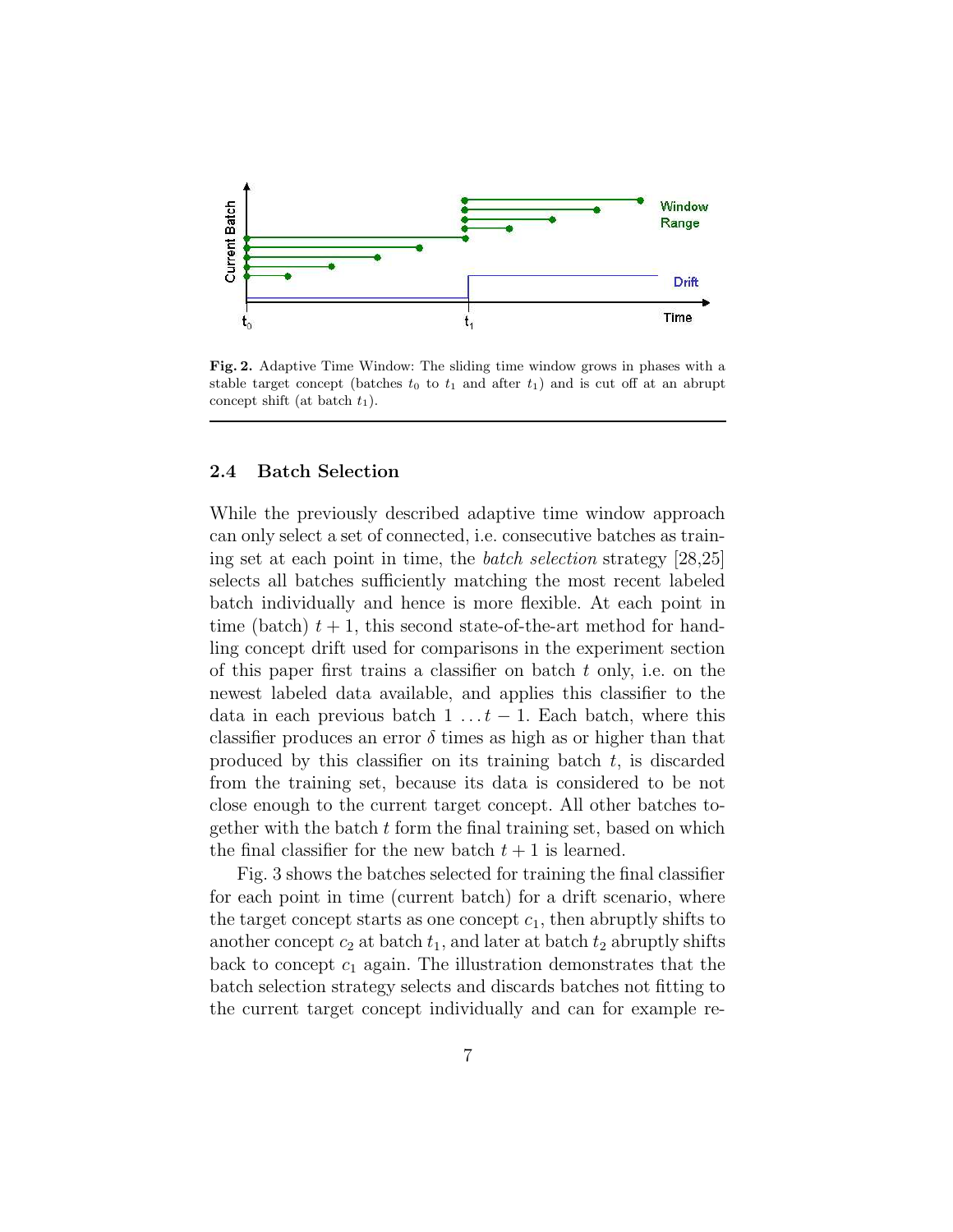**Fig. 2.** Adaptive Time Window: The sliding time window grows in phases with a stable target concept (batches $t_0$ to $t_1$ and after $t_1$) and is cut off at an abrupt concept shift (at batch $t_1$).

### 2.4 Batch Selection

While the previously described adaptive time window approach can only select a set of connected, i.e. consecutive batches as training set at each point in time, the *batch selection* strategy [28,25] selects all batches sufficiently matching the most recent labeled batch individually and hence is more flexible. At each point in time (batch) $t+1$, this second state-of-the-art method for handling concept drift used for comparisons in the experiment section of this paper first trains a classifier on batch $t$ only, i.e. on the newest labeled data available, and applies this classifier to the data in each previous batch $1 \ldots t-1$. Each batch, where this classifier produces an error $\delta$ times as high as or higher than that produced by this classifier on its training batch $t$, is discarded from the training set, because its data is considered to be not close enough to the current target concept. All other batches together with the batch $t$ form the final training set, based on which the final classifier for the new batch $t+1$ is learned.

Fig. 3 shows the batches selected for training the final classifier for each point in time (current batch) for a drift scenario, where the target concept starts as one concept $c_1$, then abruptly shifts to another concept $c_2$ at batch $t_1$, and later at batch $t_2$ abruptly shifts back to concept $c_1$ again. The illustration demonstrates that the batch selection strategy selects and discards batches not fitting to the current target concept individually and can for example re-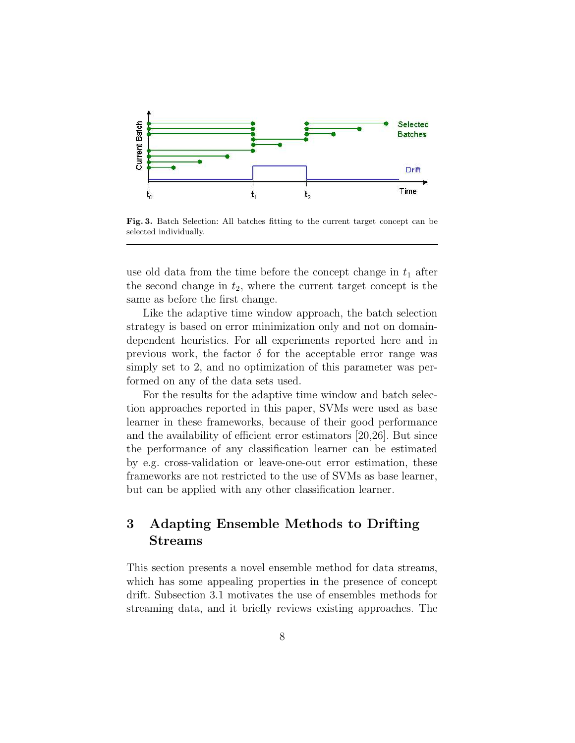**Fig. 3.** Batch Selection: All batches fitting to the current target concept can be selected individually.

use old data from the time before the concept change in $t_1$ after the second change in $t_2$, where the current target concept is the same as before the first change.

Like the adaptive time window approach, the batch selection strategy is based on error minimization only and not on domain-dependent heuristics. For all experiments reported here and in previous work, the factor $\delta$ for the acceptable error range was simply set to 2, and no optimization of this parameter was performed on any of the data sets used.

For the results for the adaptive time window and batch selection approaches reported in this paper, SVMs were used as base learner in these frameworks, because of their good performance and the availability of efficient error estimators [20,26]. But since the performance of any classification learner can be estimated by e.g. cross-validation or leave-one-out error estimation, these frameworks are not restricted to the use of SVMs as base learner, but can be applied with any other classification learner.

## 3 Adapting Ensemble Methods to Drifting Streams

This section presents a novel ensemble method for data streams, which has some appealing properties in the presence of concept drift. Subsection 3.1 motivates the use of ensembles methods for streaming data, and it briefly reviews existing approaches. The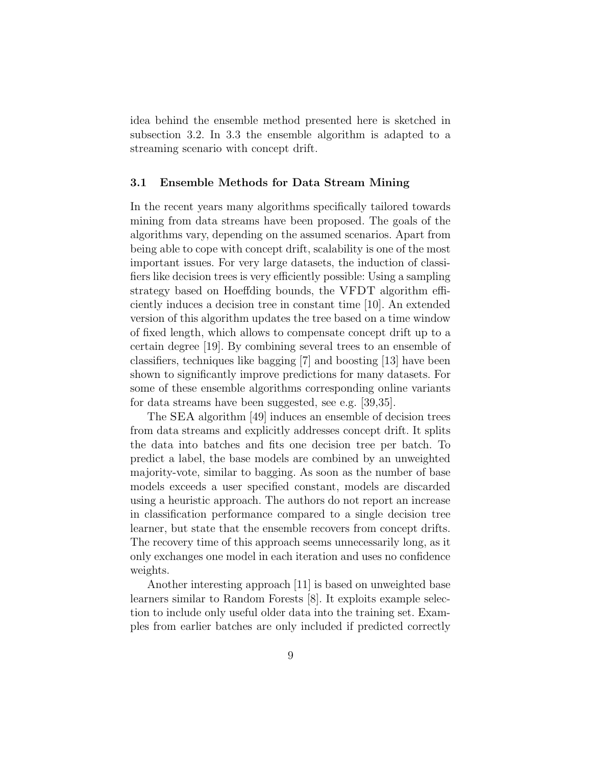idea behind the ensemble method presented here is sketched in subsection 3.2. In 3.3 the ensemble algorithm is adapted to a streaming scenario with concept drift.

### 3.1 Ensemble Methods for Data Stream Mining

In the recent years many algorithms specifically tailored towards mining from data streams have been proposed. The goals of the algorithms vary, depending on the assumed scenarios. Apart from being able to cope with concept drift, scalability is one of the most important issues. For very large datasets, the induction of classifiers like decision trees is very efficiently possible: Using a sampling strategy based on Hoeffding bounds, the VFDT algorithm efficiently induces a decision tree in constant time [10]. An extended version of this algorithm updates the tree based on a time window of fixed length, which allows to compensate concept drift up to a certain degree [19]. By combining several trees to an ensemble of classifiers, techniques like bagging [7] and boosting [13] have been shown to significantly improve predictions for many datasets. For some of these ensemble algorithms corresponding online variants for data streams have been suggested, see e.g. [39,35].

The SEA algorithm [49] induces an ensemble of decision trees from data streams and explicitly addresses concept drift. It splits the data into batches and fits one decision tree per batch. To predict a label, the base models are combined by an unweighted majority-vote, similar to bagging. As soon as the number of base models exceeds a user specified constant, models are discarded using a heuristic approach. The authors do not report an increase in classification performance compared to a single decision tree learner, but state that the ensemble recovers from concept drifts. The recovery time of this approach seems unnecessarily long, as it only exchanges one model in each iteration and uses no confidence weights.

Another interesting approach [11] is based on unweighted base learners similar to Random Forests [8]. It exploits example selection to include only useful older data into the training set. Examples from earlier batches are only included if predicted correctly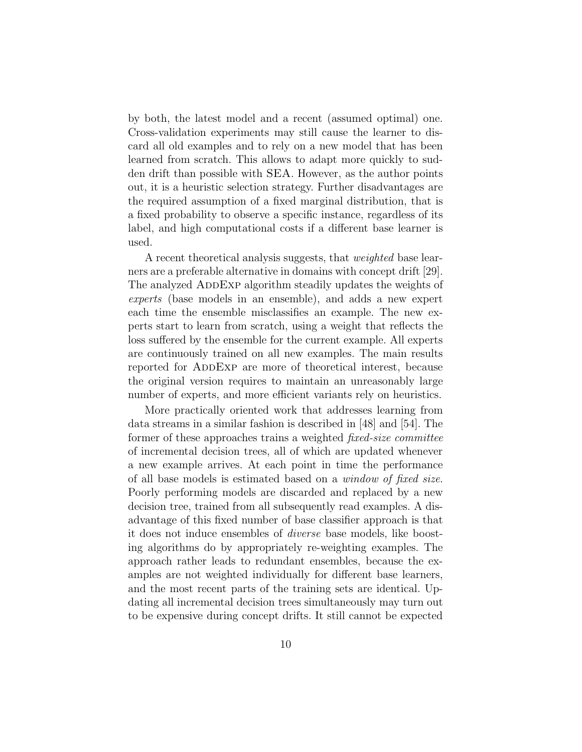by both, the latest model and a recent (assumed optimal) one. Cross-validation experiments may still cause the learner to discard all old examples and to rely on a new model that has been learned from scratch. This allows to adapt more quickly to sudden drift than possible with SEA. However, as the author points out, it is a heuristic selection strategy. Further disadvantages are the required assumption of a fixed marginal distribution, that is a fixed probability to observe a specific instance, regardless of its label, and high computational costs if a different base learner is used.

A recent theoretical analysis suggests, that *weighted* base learners are a preferable alternative in domains with concept drift [29]. The analyzed AddExp algorithm steadily updates the weights of *experts* (base models in an ensemble), and adds a new expert each time the ensemble misclassifies an example. The new experts start to learn from scratch, using a weight that reflects the loss suffered by the ensemble for the current example. All experts are continuously trained on all new examples. The main results reported for AddExp are more of theoretical interest, because the original version requires to maintain an unreasonably large number of experts, and more efficient variants rely on heuristics.

More practically oriented work that addresses learning from data streams in a similar fashion is described in [48] and [54]. The former of these approaches trains a weighted *fixed-size committee* of incremental decision trees, all of which are updated whenever a new example arrives. At each point in time the performance of all base models is estimated based on a *window of fixed size*. Poorly performing models are discarded and replaced by a new decision tree, trained from all subsequently read examples. A disadvantage of this fixed number of base classifier approach is that it does not induce ensembles of *diverse* base models, like boosting algorithms do by appropriately re-weighting examples. The approach rather leads to redundant ensembles, because the examples are not weighted individually for different base learners, and the most recent parts of the training sets are identical. Updating all incremental decision trees simultaneously may turn out to be expensive during concept drifts. It still cannot be expected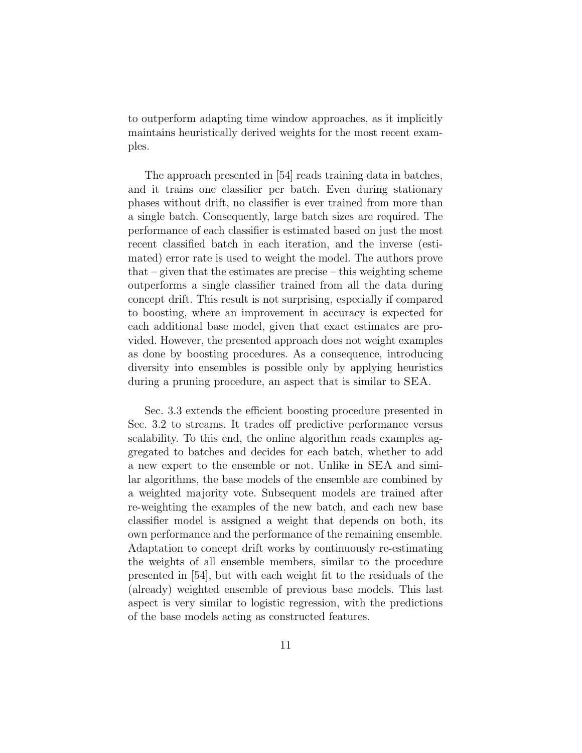to outperform adapting time window approaches, as it implicitly maintains heuristically derived weights for the most recent examples.

The approach presented in [54] reads training data in batches, and it trains one classifier per batch. Even during stationary phases without drift, no classifier is ever trained from more than a single batch. Consequently, large batch sizes are required. The performance of each classifier is estimated based on just the most recent classified batch in each iteration, and the inverse (estimated) error rate is used to weight the model. The authors prove that – given that the estimates are precise – this weighting scheme outperforms a single classifier trained from all the data during concept drift. This result is not surprising, especially if compared to boosting, where an improvement in accuracy is expected for each additional base model, given that exact estimates are provided. However, the presented approach does not weight examples as done by boosting procedures. As a consequence, introducing diversity into ensembles is possible only by applying heuristics during a pruning procedure, an aspect that is similar to SEA.

Sec. 3.3 extends the efficient boosting procedure presented in Sec. 3.2 to streams. It trades off predictive performance versus scalability. To this end, the online algorithm reads examples aggregated to batches and decides for each batch, whether to add a new expert to the ensemble or not. Unlike in SEA and similar algorithms, the base models of the ensemble are combined by a weighted majority vote. Subsequent models are trained after re-weighting the examples of the new batch, and each new base classifier model is assigned a weight that depends on both, its own performance and the performance of the remaining ensemble. Adaptation to concept drift works by continuously re-estimating the weights of all ensemble members, similar to the procedure presented in [54], but with each weight fit to the residuals of the (already) weighted ensemble of previous base models. This last aspect is very similar to logistic regression, with the predictions of the base models acting as constructed features.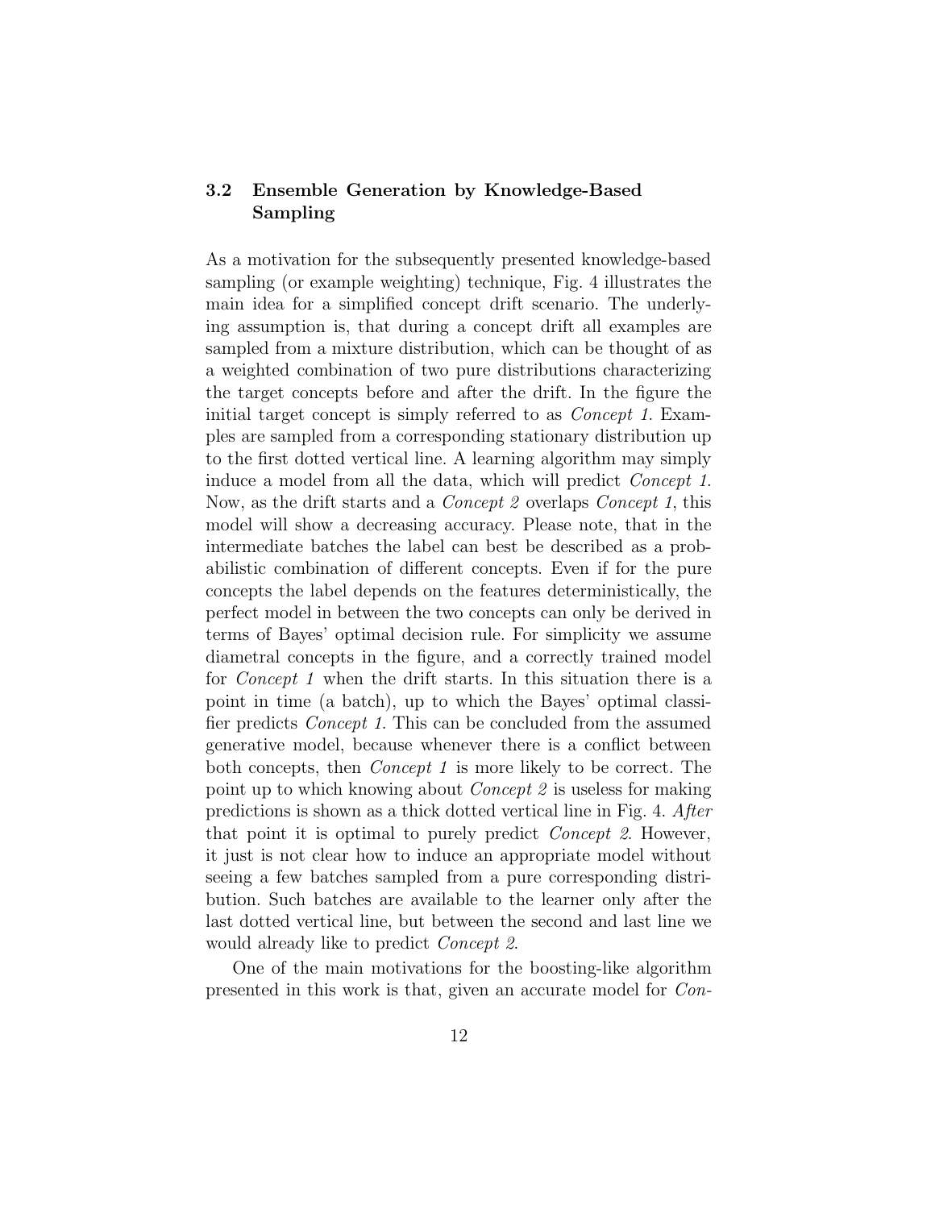### 3.2 Ensemble Generation by Knowledge-Based Sampling

As a motivation for the subsequently presented knowledge-based sampling (or example weighting) technique, Fig. 4 illustrates the main idea for a simplified concept drift scenario. The underlying assumption is, that during a concept drift all examples are sampled from a mixture distribution, which can be thought of as a weighted combination of two pure distributions characterizing the target concepts before and after the drift. In the figure the initial target concept is simply referred to as *Concept 1*. Examples are sampled from a corresponding stationary distribution up to the first dotted vertical line. A learning algorithm may simply induce a model from all the data, which will predict *Concept 1*. Now, as the drift starts and a *Concept 2* overlaps *Concept 1*, this model will show a decreasing accuracy. Please note, that in the intermediate batches the label can best be described as a probabilistic combination of different concepts. Even if for the pure concepts the label depends on the features deterministically, the perfect model in between the two concepts can only be derived in terms of Bayes' optimal decision rule. For simplicity we assume diametral concepts in the figure, and a correctly trained model for *Concept 1* when the drift starts. In this situation there is a point in time (a batch), up to which the Bayes' optimal classifier predicts *Concept 1*. This can be concluded from the assumed generative model, because whenever there is a conflict between both concepts, then *Concept 1* is more likely to be correct. The point up to which knowing about *Concept 2* is useless for making predictions is shown as a thick dotted vertical line in Fig. 4. *After* that point it is optimal to purely predict *Concept 2*. However, it just is not clear how to induce an appropriate model without seeing a few batches sampled from a pure corresponding distribution. Such batches are available to the learner only after the last dotted vertical line, but between the second and last line we would already like to predict *Concept 2*.

One of the main motivations for the boosting-like algorithm presented in this work is that, given an accurate model for *Con-*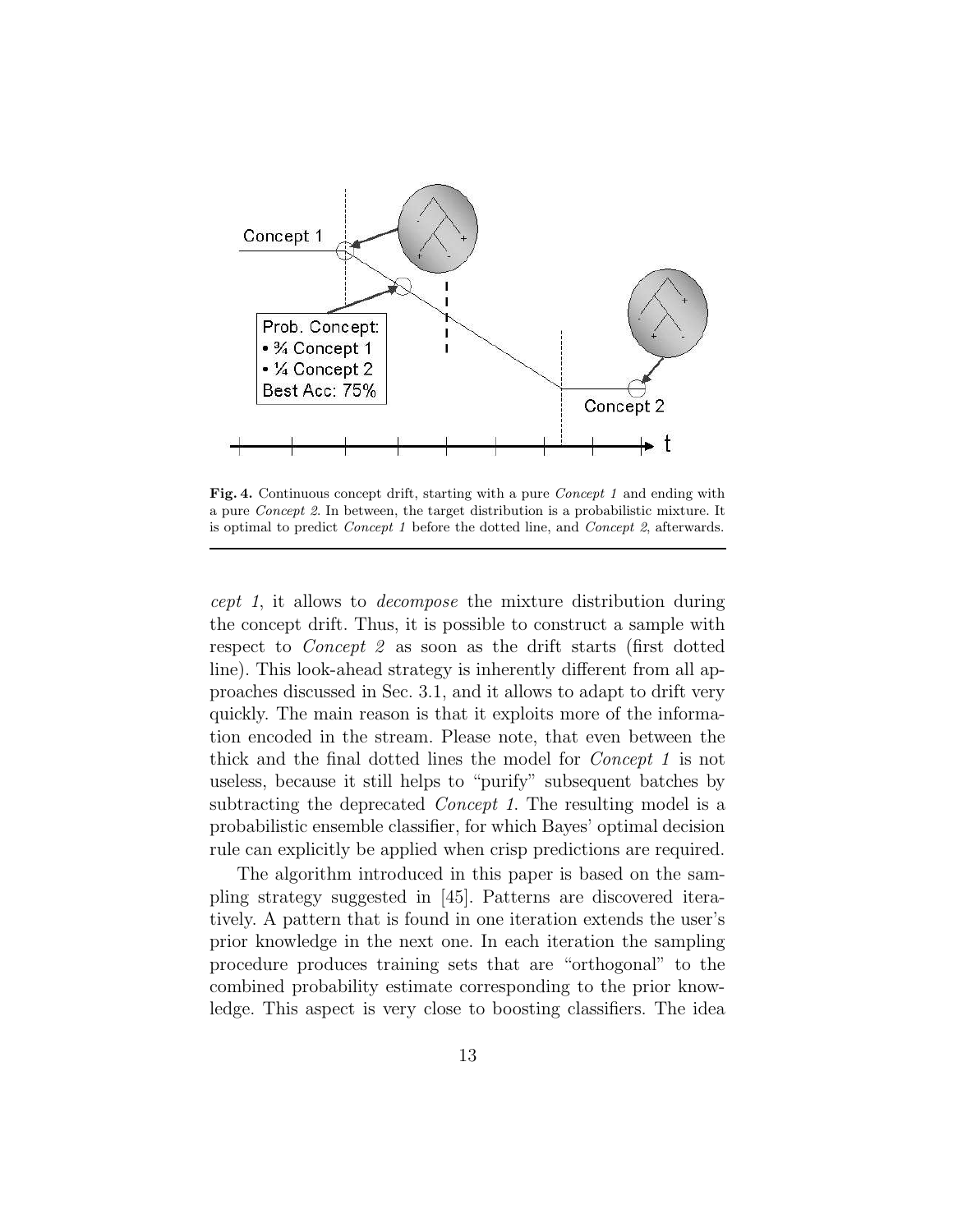**Fig. 4.** Continuous concept drift, starting with a pure *Concept 1* and ending with a pure *Concept 2*. In between, the target distribution is a probabilistic mixture. It is optimal to predict *Concept 1* before the dotted line, and *Concept 2*, afterwards.

*cept 1*, it allows to *decompose* the mixture distribution during the concept drift. Thus, it is possible to construct a sample with respect to *Concept 2* as soon as the drift starts (first dotted line). This look-ahead strategy is inherently different from all approaches discussed in Sec. 3.1, and it allows to adapt to drift very quickly. The main reason is that it exploits more of the information encoded in the stream. Please note, that even between the thick and the final dotted lines the model for *Concept 1* is not useless, because it still helps to "purify" subsequent batches by subtracting the deprecated *Concept 1*. The resulting model is a probabilistic ensemble classifier, for which Bayes' optimal decision rule can explicitly be applied when crisp predictions are required.

The algorithm introduced in this paper is based on the sampling strategy suggested in [45]. Patterns are discovered iteratively. A pattern that is found in one iteration extends the user's prior knowledge in the next one. In each iteration the sampling procedure produces training sets that are "orthogonal" to the combined probability estimate corresponding to the prior knowledge. This aspect is very close to boosting classifiers. The idea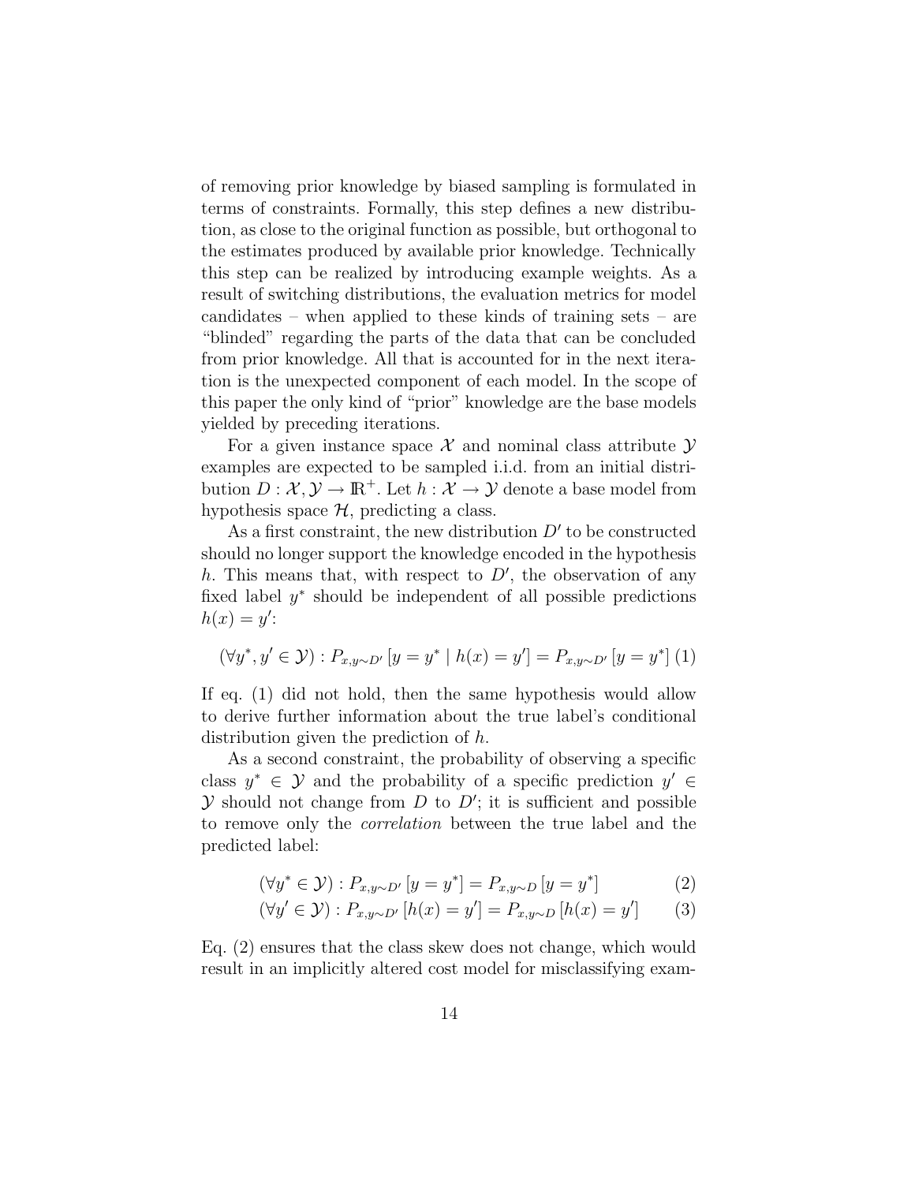of removing prior knowledge by biased sampling is formulated in terms of constraints. Formally, this step defines a new distribution, as close to the original function as possible, but orthogonal to the estimates produced by available prior knowledge. Technically this step can be realized by introducing example weights. As a result of switching distributions, the evaluation metrics for model candidates – when applied to these kinds of training sets – are "blinded" regarding the parts of the data that can be concluded from prior knowledge. All that is accounted for in the next iteration is the unexpected component of each model. In the scope of this paper the only kind of "prior" knowledge are the base models yielded by preceding iterations.

For a given instance space $\mathcal{X}$ and nominal class attribute $\mathcal{Y}$ examples are expected to be sampled i.i.d. from an initial distribution $D : \mathcal{X}, \mathcal{Y} \to \mathbb{R}^+$. Let $h : \mathcal{X} \to \mathcal{Y}$ denote a base model from hypothesis space $\mathcal{H}$, predicting a class.

As a first constraint, the new distribution $D'$ to be constructed should no longer support the knowledge encoded in the hypothesis $h$. This means that, with respect to $D'$, the observation of any fixed label $y^*$ should be independent of all possible predictions $h(x) = y'$:

$$(\forall y^*, y' \in \mathcal{Y}) : P_{x,y \sim D'} [y = y^* \mid h(x) = y'] = P_{x,y \sim D'} [y = y^*] \quad (1)$$

If eq. (1) did not hold, then the same hypothesis would allow to derive further information about the true label's conditional distribution given the prediction of $h$.

As a second constraint, the probability of observing a specific class $y^* \in \mathcal{Y}$ and the probability of a specific prediction $y' \in \mathcal{Y}$ should not change from $D$ to $D'$; it is sufficient and possible to remove only the *correlation* between the true label and the predicted label:

$$(\forall y^* \in \mathcal{Y}) : P_{x,y \sim D'} [y = y^*] = P_{x,y \sim D} [y = y^*] \quad (2)$$

$$(\forall y' \in \mathcal{Y}) : P_{x,y \sim D'} [h(x) = y'] = P_{x,y \sim D} [h(x) = y'] \quad (3)$$

Eq. (2) ensures that the class skew does not change, which would result in an implicitly altered cost model for misclassifying exam-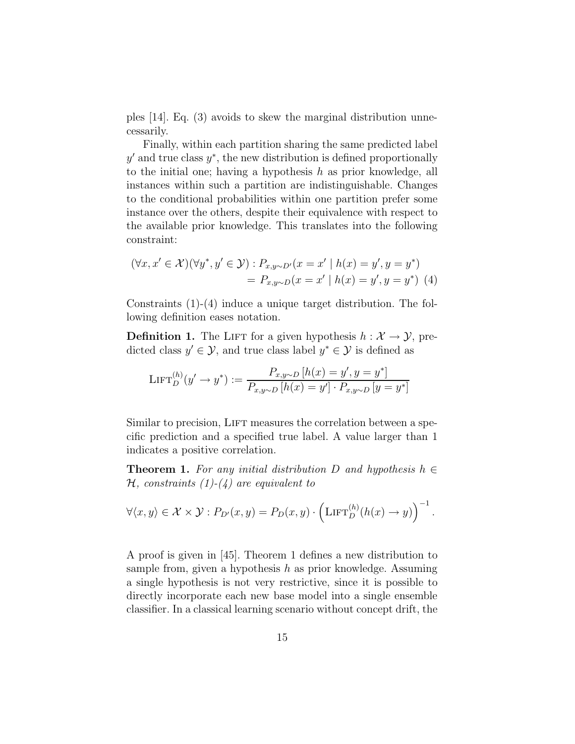ples [14]. Eq. (3) avoids to skew the marginal distribution unnecessarily.

Finally, within each partition sharing the same predicted label $y'$ and true class $y^*$, the new distribution is defined proportionally to the initial one; having a hypothesis $h$ as prior knowledge, all instances within such a partition are indistinguishable. Changes to the conditional probabilities within one partition prefer some instance over the others, despite their equivalence with respect to the available prior knowledge. This translates into the following constraint:

$$
\begin{aligned}
(\forall x, x' \in \mathcal{X})(\forall y^*, y' \in \mathcal{Y}) : P_{x,y\sim D'}(x = x' \mid h(x) = y', y = y^*) \\
= P_{x,y\sim D}(x = x' \mid h(x) = y', y = y^*) \quad (4)
\end{aligned}
$$

Constraints (1)-(4) induce a unique target distribution. The following definition eases notation.

**Definition 1.** The Lift for a given hypothesis $h : \mathcal{X} \to \mathcal{Y}$, predicted class $y' \in \mathcal{Y}$, and true class label $y^* \in \mathcal{Y}$ is defined as

$$
\text{LIFT}_D^{(h)}(y' \to y^*) := \frac{P_{x,y\sim D}\left[h(x) = y', y = y^*\right]}{P_{x,y\sim D}\left[h(x) = y'\right] \cdot P_{x,y\sim D}\left[y = y^*\right]}
$$

Similar to precision, Lift measures the correlation between a specific prediction and a specified true label. A value larger than 1 indicates a positive correlation.

**Theorem 1.** *For any initial distribution $D$ and hypothesis $h \in \mathcal{H}$, constraints (1)-(4) are equivalent to*

$$
\forall \langle x, y\rangle \in \mathcal{X} \times \mathcal{Y} : P_{D'}(x, y) = P_D(x, y) \cdot \left(\text{LIFT}_D^{(h)}(h(x) \to y)\right)^{-1}.
$$

A proof is given in [45]. Theorem 1 defines a new distribution to sample from, given a hypothesis $h$ as prior knowledge. Assuming a single hypothesis is not very restrictive, since it is possible to directly incorporate each new base model into a single ensemble classifier. In a classical learning scenario without concept drift, the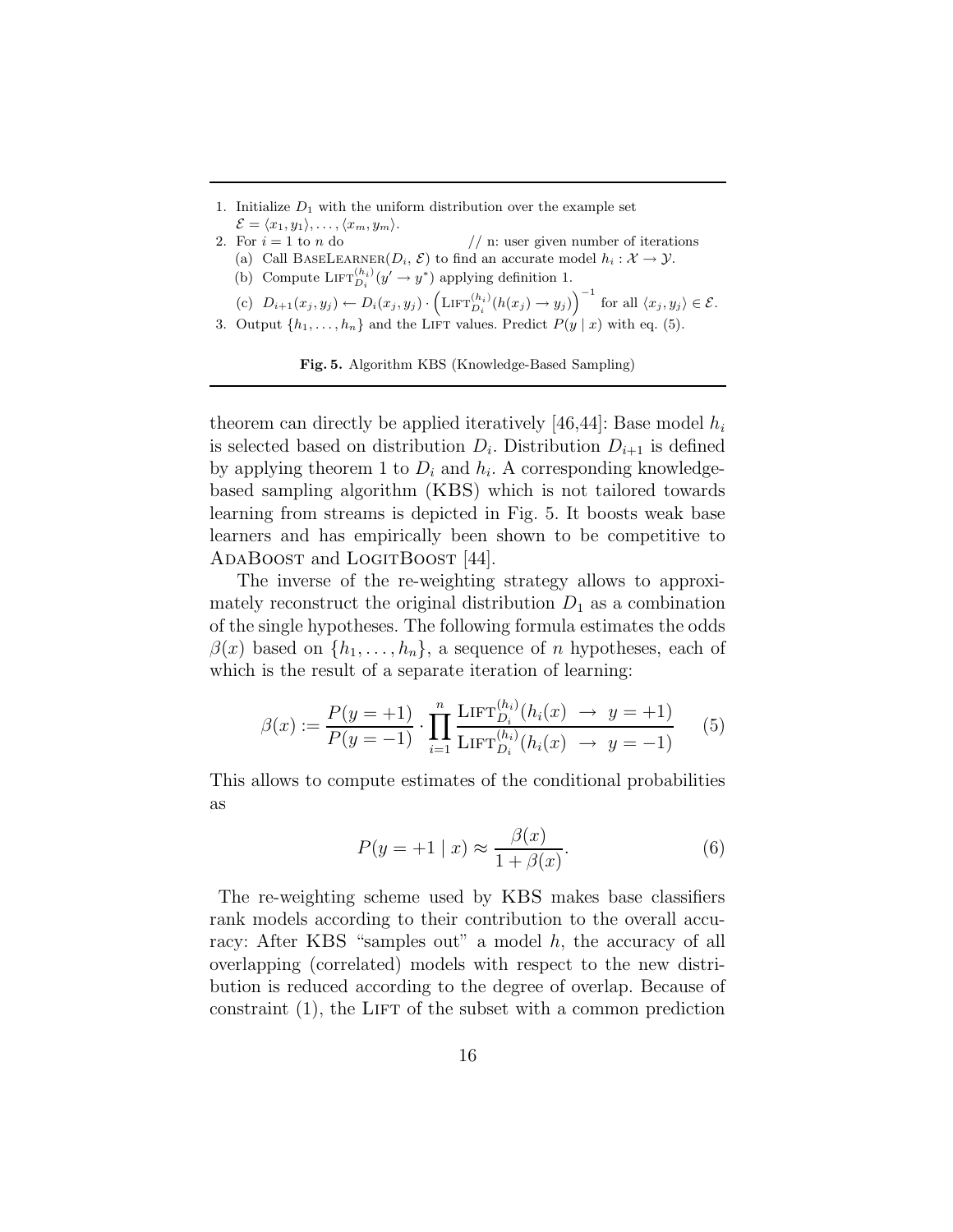1. Initialize $D_1$ with the uniform distribution over the example set $\mathcal{E} = \langle x_1, y_1 \rangle, \ldots, \langle x_m, y_m \rangle$.
2. For $i = 1$ to $n$ do // n: user given number of iterations
   (a) Call BaseLearner($D_i$, $\mathcal{E}$) to find an accurate model $h_i : \mathcal{X} \to \mathcal{Y}$.
   (b) Compute $\text{Lift}_{D_i}^{(h_i)}(y' \to y^*)$ applying definition 1.
   (c) $D_{i+1}(x_j, y_j) \leftarrow D_i(x_j, y_j) \cdot \left(\text{Lift}_{D_i}^{(h_i)}(h(x_j) \to y_j)\right)^{-1}$ for all $\langle x_j, y_j \rangle \in \mathcal{E}$.
3. Output $\{h_1, \ldots, h_n\}$ and the Lift values. Predict $P(y \mid x)$ with eq. (5).

**Fig. 5.** Algorithm KBS (Knowledge-Based Sampling)

theorem can directly be applied iteratively [46,44]: Base model $h_i$ is selected based on distribution $D_i$. Distribution $D_{i+1}$ is defined by applying theorem 1 to $D_i$ and $h_i$. A corresponding knowledge-based sampling algorithm (KBS) which is not tailored towards learning from streams is depicted in Fig. 5. It boosts weak base learners and has empirically been shown to be competitive to AdaBoost and LogitBoost [44].

The inverse of the re-weighting strategy allows to approximately reconstruct the original distribution $D_1$ as a combination of the single hypotheses. The following formula estimates the odds $\beta(x)$ based on $\{h_1, \ldots, h_n\}$, a sequence of $n$ hypotheses, each of which is the result of a separate iteration of learning:

$$\beta(x) := \frac{P(y = +1)}{P(y = -1)} \cdot \prod_{i=1}^{n} \frac{\text{Lift}_{D_i}^{(h_i)}(h_i(x) \ \to \ y = +1)}{\text{Lift}_{D_i}^{(h_i)}(h_i(x) \ \to \ y = -1)} \tag{5}$$

This allows to compute estimates of the conditional probabilities as

$$P(y = +1 \mid x) \approx \frac{\beta(x)}{1 + \beta(x)}. \tag{6}$$

The re-weighting scheme used by KBS makes base classifiers rank models according to their contribution to the overall accuracy: After KBS "samples out" a model $h$, the accuracy of all overlapping (correlated) models with respect to the new distribution is reduced according to the degree of overlap. Because of constraint (1), the Lift of the subset with a common prediction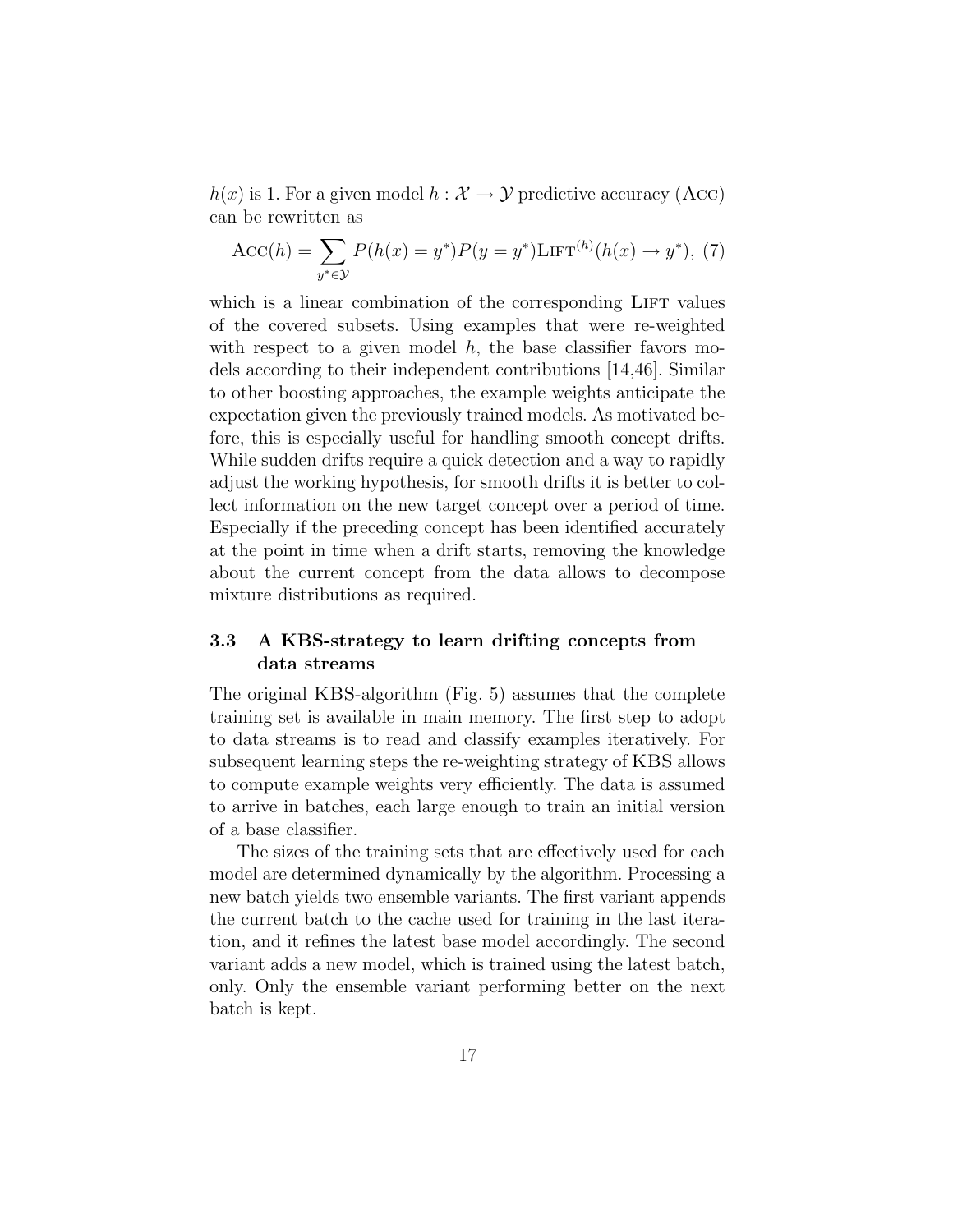$h(x)$ is 1. For a given model $h : \mathcal{X} \to \mathcal{Y}$ predictive accuracy (Acc) can be rewritten as

$$\text{Acc}(h) = \sum_{y^* \in \mathcal{Y}} P(h(x) = y^*) P(y = y^*) \text{Lift}^{(h)}(h(x) \to y^*), \quad (7)$$

which is a linear combination of the corresponding Lift values of the covered subsets. Using examples that were re-weighted with respect to a given model $h$, the base classifier favors models according to their independent contributions [14,46]. Similar to other boosting approaches, the example weights anticipate the expectation given the previously trained models. As motivated before, this is especially useful for handling smooth concept drifts. While sudden drifts require a quick detection and a way to rapidly adjust the working hypothesis, for smooth drifts it is better to collect information on the new target concept over a period of time. Especially if the preceding concept has been identified accurately at the point in time when a drift starts, removing the knowledge about the current concept from the data allows to decompose mixture distributions as required.

### 3.3 A KBS-strategy to learn drifting concepts from data streams

The original KBS-algorithm (Fig. 5) assumes that the complete training set is available in main memory. The first step to adopt to data streams is to read and classify examples iteratively. For subsequent learning steps the re-weighting strategy of KBS allows to compute example weights very efficiently. The data is assumed to arrive in batches, each large enough to train an initial version of a base classifier.

The sizes of the training sets that are effectively used for each model are determined dynamically by the algorithm. Processing a new batch yields two ensemble variants. The first variant appends the current batch to the cache used for training in the last iteration, and it refines the latest base model accordingly. The second variant adds a new model, which is trained using the latest batch, only. Only the ensemble variant performing better on the next batch is kept.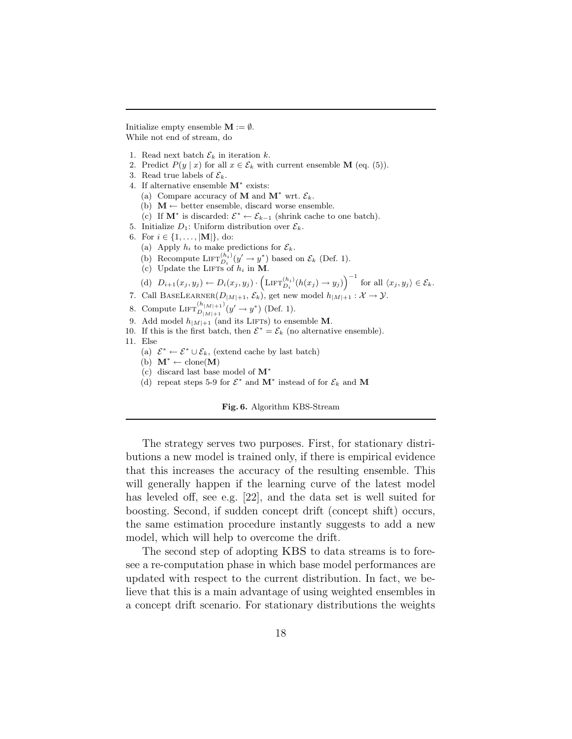Initialize empty ensemble $\mathbf{M} := \emptyset$.
While not end of stream, do

1. Read next batch $\mathcal{E}_k$ in iteration $k$.
2. Predict $P(y \mid x)$ for all $x \in \mathcal{E}_k$ with current ensemble $\mathbf{M}$ (eq. (5)).
3. Read true labels of $\mathcal{E}_k$.
4. If alternative ensemble $\mathbf{M}^*$ exists:
   (a) Compare accuracy of $\mathbf{M}$ and $\mathbf{M}^*$ wrt. $\mathcal{E}_k$.
   (b) $\mathbf{M} \leftarrow$ better ensemble, discard worse ensemble.
   (c) If $\mathbf{M}^*$ is discarded: $\mathcal{E}^* \leftarrow \mathcal{E}_{k-1}$ (shrink cache to one batch).
5. Initialize $D_1$: Uniform distribution over $\mathcal{E}_k$.
6. For $i \in \{1, \ldots, |\mathbf{M}|\}$, do:
   (a) Apply $h_i$ to make predictions for $\mathcal{E}_k$.
   (b) Recompute $\text{LIFT}_{D_i}^{(h_i)}(y' \rightarrow y^*)$ based on $\mathcal{E}_k$ (Def. 1).
   (c) Update the LIFTs of $h_i$ in $\mathbf{M}$.
   (d) $D_{i+1}(x_j, y_j) \leftarrow D_i(x_j, y_j) \cdot \left(\text{LIFT}_{D_i}^{(h_i)}(h(x_j) \rightarrow y_j)\right)^{-1}$ for all $\langle x_j, y_j \rangle \in \mathcal{E}_k$.
7. Call $\text{BASELEARNER}(D_{|M|+1}, \mathcal{E}_k)$, get new model $h_{|M|+1} : \mathcal{X} \rightarrow \mathcal{Y}$.
8. Compute $\text{LIFT}_{D_{|M|+1}}^{(h_{|M|+1})}(y' \rightarrow y^*)$ (Def. 1).
9. Add model $h_{|M|+1}$ (and its LIFTs) to ensemble $\mathbf{M}$.
10. If this is the first batch, then $\mathcal{E}^* = \mathcal{E}_k$ (no alternative ensemble).
11. Else
    (a) $\mathcal{E}^* \leftarrow \mathcal{E}^* \cup \mathcal{E}_k$, (extend cache by last batch)
    (b) $\mathbf{M}^* \leftarrow \text{clone}(\mathbf{M})$
    (c) discard last base model of $\mathbf{M}^*$
    (d) repeat steps 5-9 for $\mathcal{E}^*$ and $\mathbf{M}^*$ instead of for $\mathcal{E}_k$ and $\mathbf{M}$

**Fig. 6.** Algorithm KBS-Stream

The strategy serves two purposes. First, for stationary distributions a new model is trained only, if there is empirical evidence that this increases the accuracy of the resulting ensemble. This will generally happen if the learning curve of the latest model has leveled off, see e.g. [22], and the data set is well suited for boosting. Second, if sudden concept drift (concept shift) occurs, the same estimation procedure instantly suggests to add a new model, which will help to overcome the drift.

The second step of adopting KBS to data streams is to foresee a re-computation phase in which base model performances are updated with respect to the current distribution. In fact, we believe that this is a main advantage of using weighted ensembles in a concept drift scenario. For stationary distributions the weights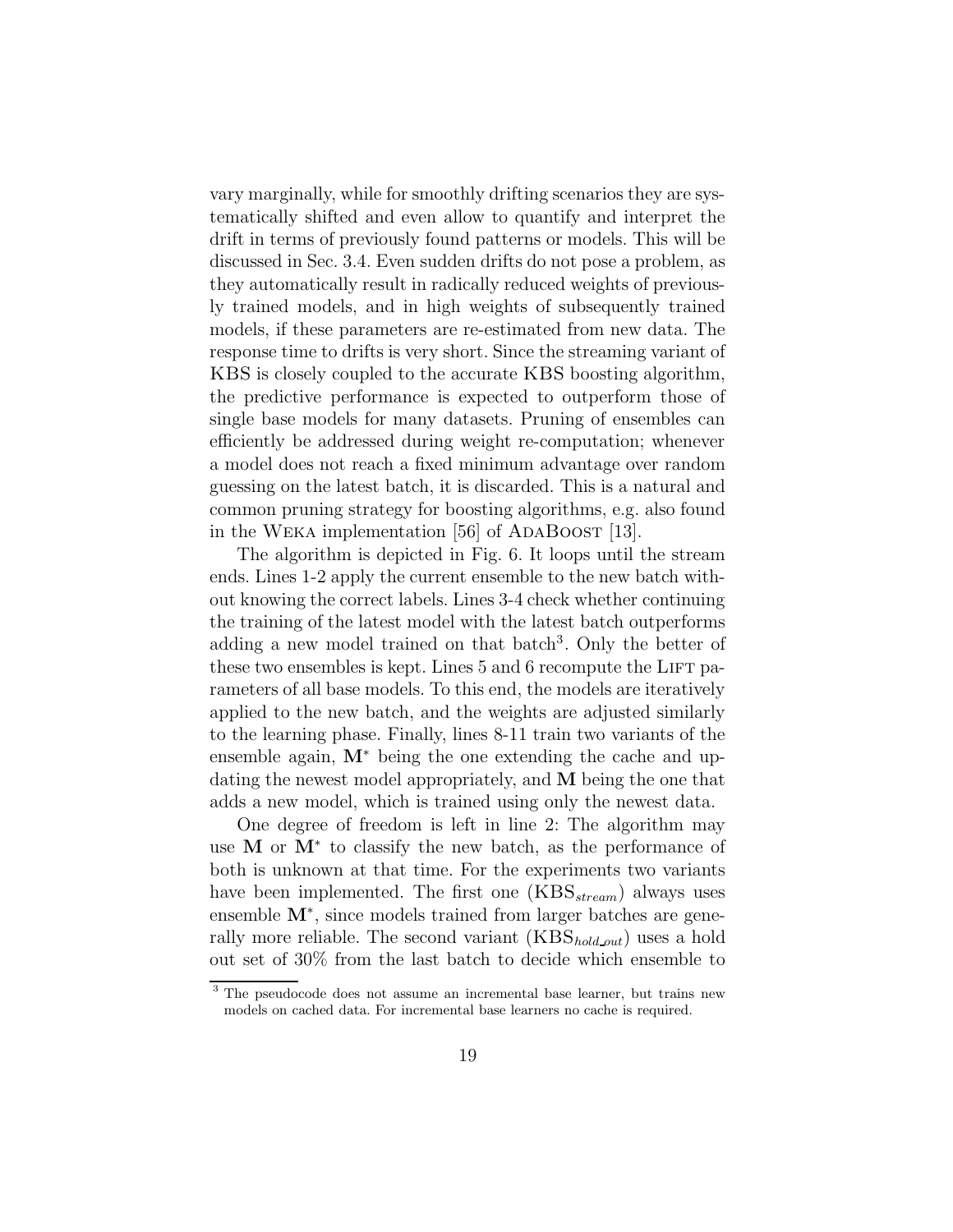vary marginally, while for smoothly drifting scenarios they are systematically shifted and even allow to quantify and interpret the drift in terms of previously found patterns or models. This will be discussed in Sec. 3.4. Even sudden drifts do not pose a problem, as they automatically result in radically reduced weights of previously trained models, and in high weights of subsequently trained models, if these parameters are re-estimated from new data. The response time to drifts is very short. Since the streaming variant of KBS is closely coupled to the accurate KBS boosting algorithm, the predictive performance is expected to outperform those of single base models for many datasets. Pruning of ensembles can efficiently be addressed during weight re-computation; whenever a model does not reach a fixed minimum advantage over random guessing on the latest batch, it is discarded. This is a natural and common pruning strategy for boosting algorithms, e.g. also found in the Weka implementation [56] of AdaBoost [13].

The algorithm is depicted in Fig. 6. It loops until the stream ends. Lines 1-2 apply the current ensemble to the new batch without knowing the correct labels. Lines 3-4 check whether continuing the training of the latest model with the latest batch outperforms adding a new model trained on that batch[3]. Only the better of these two ensembles is kept. Lines 5 and 6 recompute the Lift parameters of all base models. To this end, the models are iteratively applied to the new batch, and the weights are adjusted similarly to the learning phase. Finally, lines 8-11 train two variants of the ensemble again, $\mathbf{M}^*$ being the one extending the cache and updating the newest model appropriately, and $\mathbf{M}$ being the one that adds a new model, which is trained using only the newest data.

One degree of freedom is left in line 2: The algorithm may use $\mathbf{M}$ or $\mathbf{M}^*$ to classify the new batch, as the performance of both is unknown at that time. For the experiments two variants have been implemented. The first one ($\text{KBS}_{stream}$) always uses ensemble $\mathbf{M}^*$, since models trained from larger batches are generally more reliable. The second variant ($\text{KBS}_{hold\_out}$) uses a hold out set of 30% from the last batch to decide which ensemble to

[3] The pseudocode does not assume an incremental base learner, but trains new models on cached data. For incremental base learners no cache is required.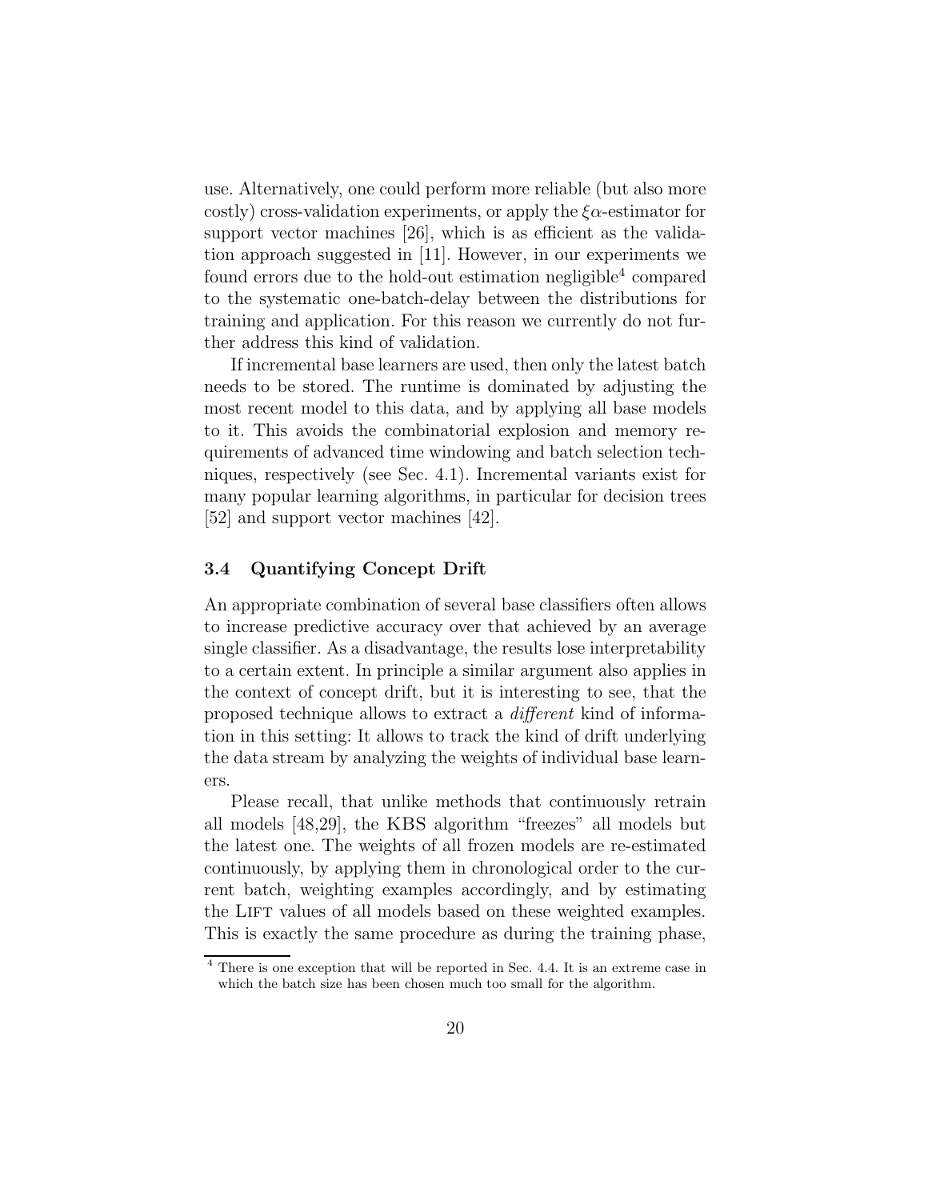use. Alternatively, one could perform more reliable (but also more costly) cross-validation experiments, or apply the $\xi\alpha$-estimator for support vector machines [26], which is as efficient as the validation approach suggested in [11]. However, in our experiments we found errors due to the hold-out estimation negligible[4] compared to the systematic one-batch-delay between the distributions for training and application. For this reason we currently do not further address this kind of validation.

If incremental base learners are used, then only the latest batch needs to be stored. The runtime is dominated by adjusting the most recent model to this data, and by applying all base models to it. This avoids the combinatorial explosion and memory requirements of advanced time windowing and batch selection techniques, respectively (see Sec. 4.1). Incremental variants exist for many popular learning algorithms, in particular for decision trees [52] and support vector machines [42].

### 3.4 Quantifying Concept Drift

An appropriate combination of several base classifiers often allows to increase predictive accuracy over that achieved by an average single classifier. As a disadvantage, the results lose interpretability to a certain extent. In principle a similar argument also applies in the context of concept drift, but it is interesting to see, that the proposed technique allows to extract a *different* kind of information in this setting: It allows to track the kind of drift underlying the data stream by analyzing the weights of individual base learners.

Please recall, that unlike methods that continuously retrain all models [48,29], the KBS algorithm "freezes" all models but the latest one. The weights of all frozen models are re-estimated continuously, by applying them in chronological order to the current batch, weighting examples accordingly, and by estimating the LIFT values of all models based on these weighted examples. This is exactly the same procedure as during the training phase,

[4] There is one exception that will be reported in Sec. 4.4. It is an extreme case in which the batch size has been chosen much too small for the algorithm.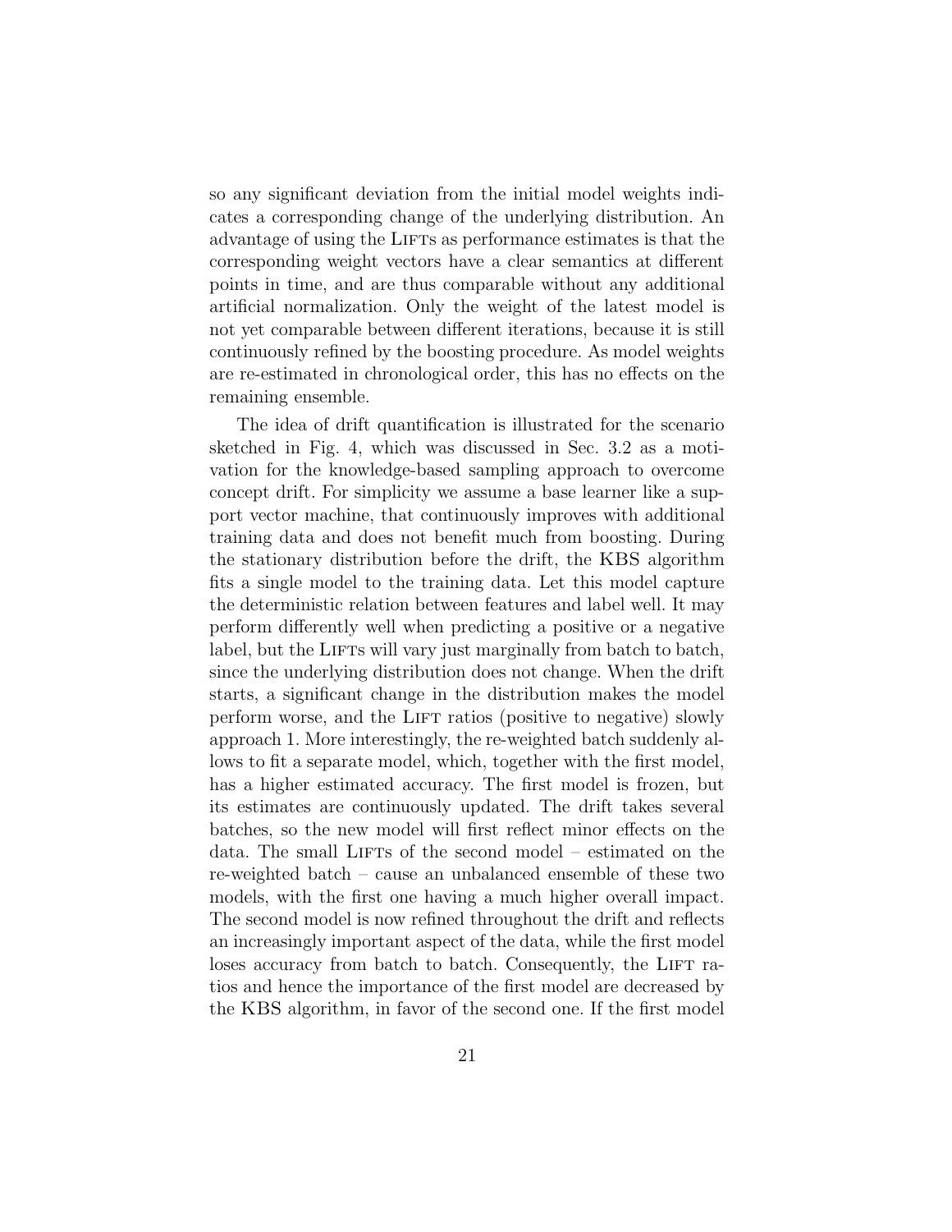so any significant deviation from the initial model weights indicates a corresponding change of the underlying distribution. An advantage of using the LIFTs as performance estimates is that the corresponding weight vectors have a clear semantics at different points in time, and are thus comparable without any additional artificial normalization. Only the weight of the latest model is not yet comparable between different iterations, because it is still continuously refined by the boosting procedure. As model weights are re-estimated in chronological order, this has no effects on the remaining ensemble.

The idea of drift quantification is illustrated for the scenario sketched in Fig. 4, which was discussed in Sec. 3.2 as a motivation for the knowledge-based sampling approach to overcome concept drift. For simplicity we assume a base learner like a support vector machine, that continuously improves with additional training data and does not benefit much from boosting. During the stationary distribution before the drift, the KBS algorithm fits a single model to the training data. Let this model capture the deterministic relation between features and label well. It may perform differently well when predicting a positive or a negative label, but the LIFTs will vary just marginally from batch to batch, since the underlying distribution does not change. When the drift starts, a significant change in the distribution makes the model perform worse, and the LIFT ratios (positive to negative) slowly approach 1. More interestingly, the re-weighted batch suddenly allows to fit a separate model, which, together with the first model, has a higher estimated accuracy. The first model is frozen, but its estimates are continuously updated. The drift takes several batches, so the new model will first reflect minor effects on the data. The small LIFTs of the second model – estimated on the re-weighted batch – cause an unbalanced ensemble of these two models, with the first one having a much higher overall impact. The second model is now refined throughout the drift and reflects an increasingly important aspect of the data, while the first model loses accuracy from batch to batch. Consequently, the LIFT ratios and hence the importance of the first model are decreased by the KBS algorithm, in favor of the second one. If the first model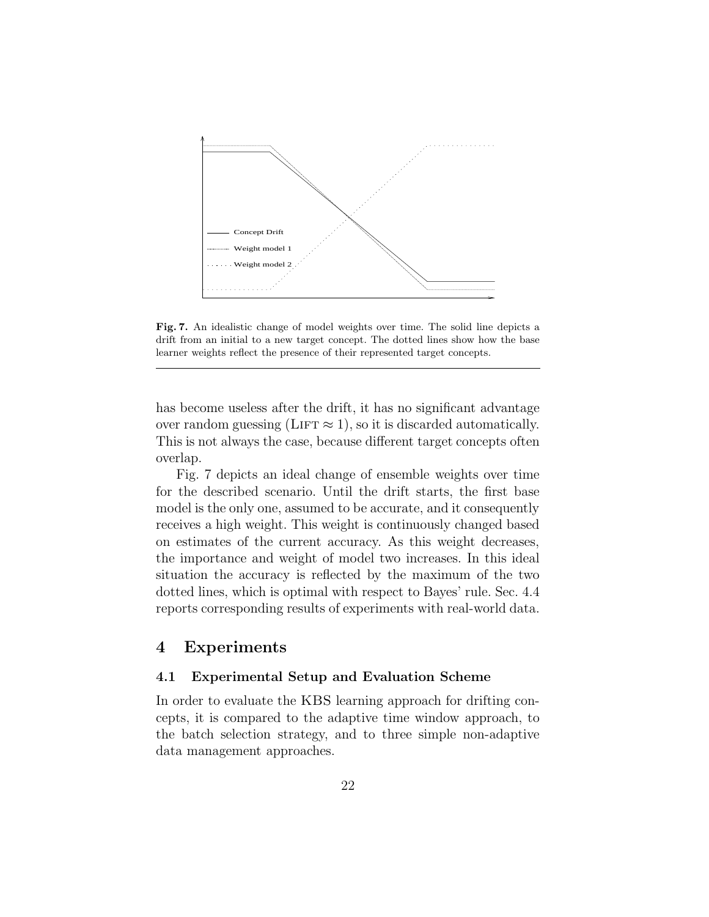**Fig. 7.** An idealistic change of model weights over time. The solid line depicts a drift from an initial to a new target concept. The dotted lines show how the base learner weights reflect the presence of their represented target concepts.

has become useless after the drift, it has no significant advantage over random guessing (LIFT $\approx 1$), so it is discarded automatically. This is not always the case, because different target concepts often overlap.

Fig. 7 depicts an ideal change of ensemble weights over time for the described scenario. Until the drift starts, the first base model is the only one, assumed to be accurate, and it consequently receives a high weight. This weight is continuously changed based on estimates of the current accuracy. As this weight decreases, the importance and weight of model two increases. In this ideal situation the accuracy is reflected by the maximum of the two dotted lines, which is optimal with respect to Bayes' rule. Sec. 4.4 reports corresponding results of experiments with real-world data.

## 4 Experiments

### 4.1 Experimental Setup and Evaluation Scheme

In order to evaluate the KBS learning approach for drifting concepts, it is compared to the adaptive time window approach, to the batch selection strategy, and to three simple non-adaptive data management approaches.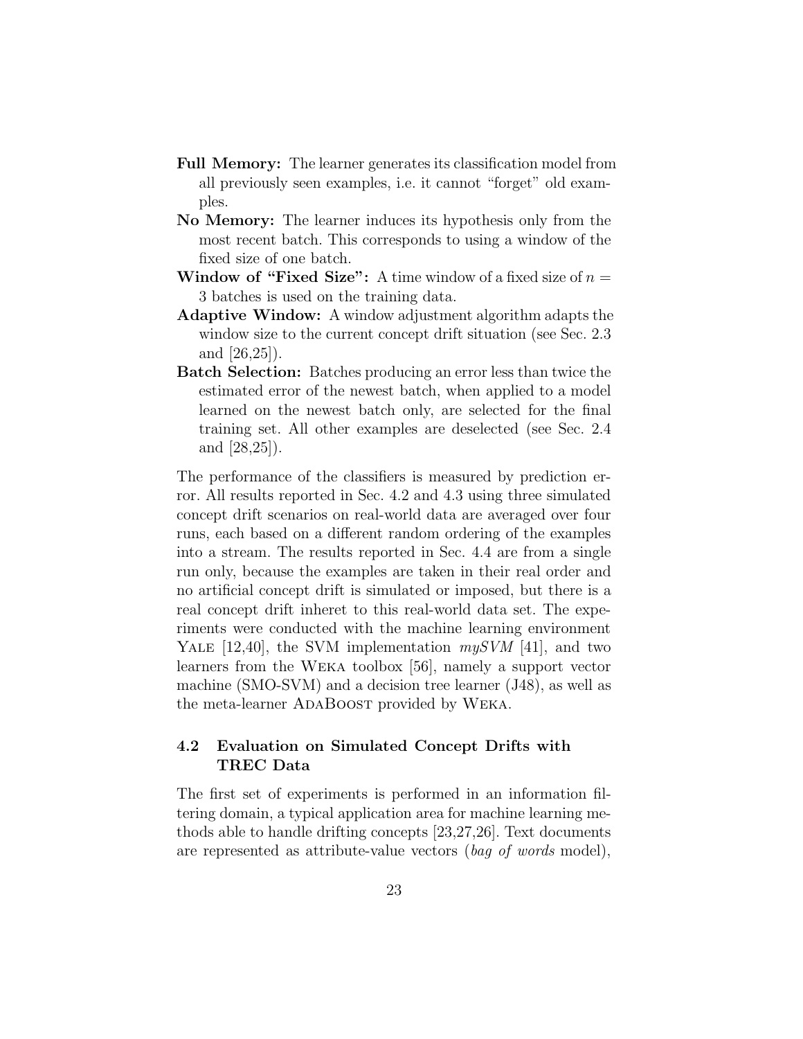**Full Memory:** The learner generates its classification model from all previously seen examples, i.e. it cannot "forget" old examples.

**No Memory:** The learner induces its hypothesis only from the most recent batch. This corresponds to using a window of the fixed size of one batch.

**Window of "Fixed Size":** A time window of a fixed size of $n = 3$ batches is used on the training data.

**Adaptive Window:** A window adjustment algorithm adapts the window size to the current concept drift situation (see Sec. 2.3 and [26,25]).

**Batch Selection:** Batches producing an error less than twice the estimated error of the newest batch, when applied to a model learned on the newest batch only, are selected for the final training set. All other examples are deselected (see Sec. 2.4 and [28,25]).

The performance of the classifiers is measured by prediction error. All results reported in Sec. 4.2 and 4.3 using three simulated concept drift scenarios on real-world data are averaged over four runs, each based on a different random ordering of the examples into a stream. The results reported in Sec. 4.4 are from a single run only, because the examples are taken in their real order and no artificial concept drift is simulated or imposed, but there is a real concept drift inheret to this real-world data set. The experiments were conducted with the machine learning environment Yale [12,40], the SVM implementation *mySVM* [41], and two learners from the Weka toolbox [56], namely a support vector machine (SMO-SVM) and a decision tree learner (J48), as well as the meta-learner AdaBoost provided by Weka.

### 4.2 Evaluation on Simulated Concept Drifts with TREC Data

The first set of experiments is performed in an information filtering domain, a typical application area for machine learning methods able to handle drifting concepts [23,27,26]. Text documents are represented as attribute-value vectors (*bag of words* model),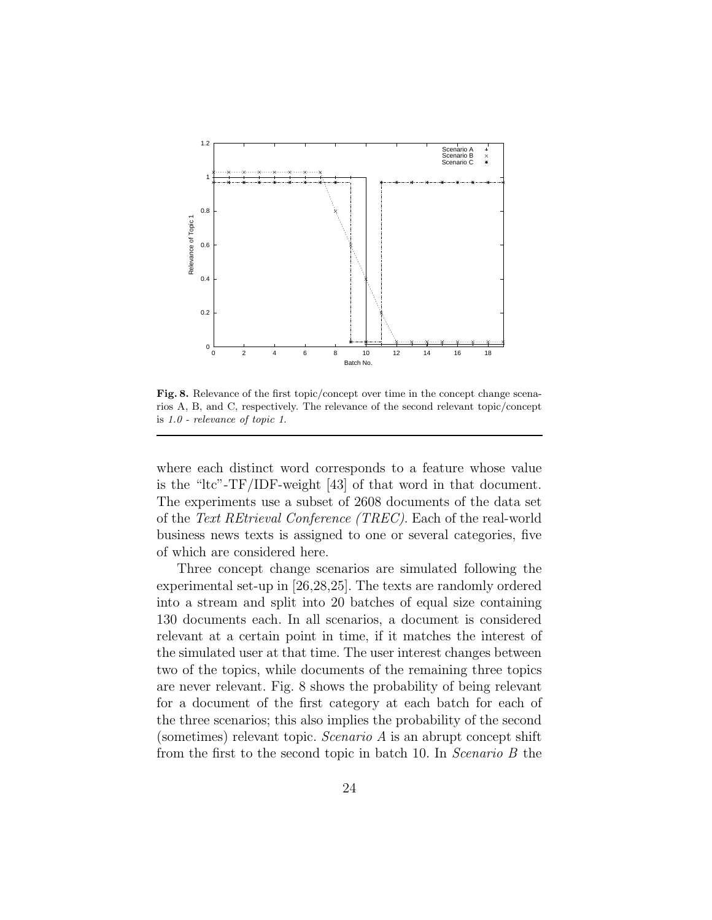**Fig. 8.** Relevance of the first topic/concept over time in the concept change scenarios A, B, and C, respectively. The relevance of the second relevant topic/concept is *1.0 - relevance of topic 1*.

where each distinct word corresponds to a feature whose value is the "ltc"-TF/IDF-weight [43] of that word in that document. The experiments use a subset of 2608 documents of the data set of the *Text REtrieval Conference (TREC)*. Each of the real-world business news texts is assigned to one or several categories, five of which are considered here.

Three concept change scenarios are simulated following the experimental set-up in [26,28,25]. The texts are randomly ordered into a stream and split into 20 batches of equal size containing 130 documents each. In all scenarios, a document is considered relevant at a certain point in time, if it matches the interest of the simulated user at that time. The user interest changes between two of the topics, while documents of the remaining three topics are never relevant. Fig. 8 shows the probability of being relevant for a document of the first category at each batch for each of the three scenarios; this also implies the probability of the second (sometimes) relevant topic. *Scenario A* is an abrupt concept shift from the first to the second topic in batch 10. In *Scenario B* the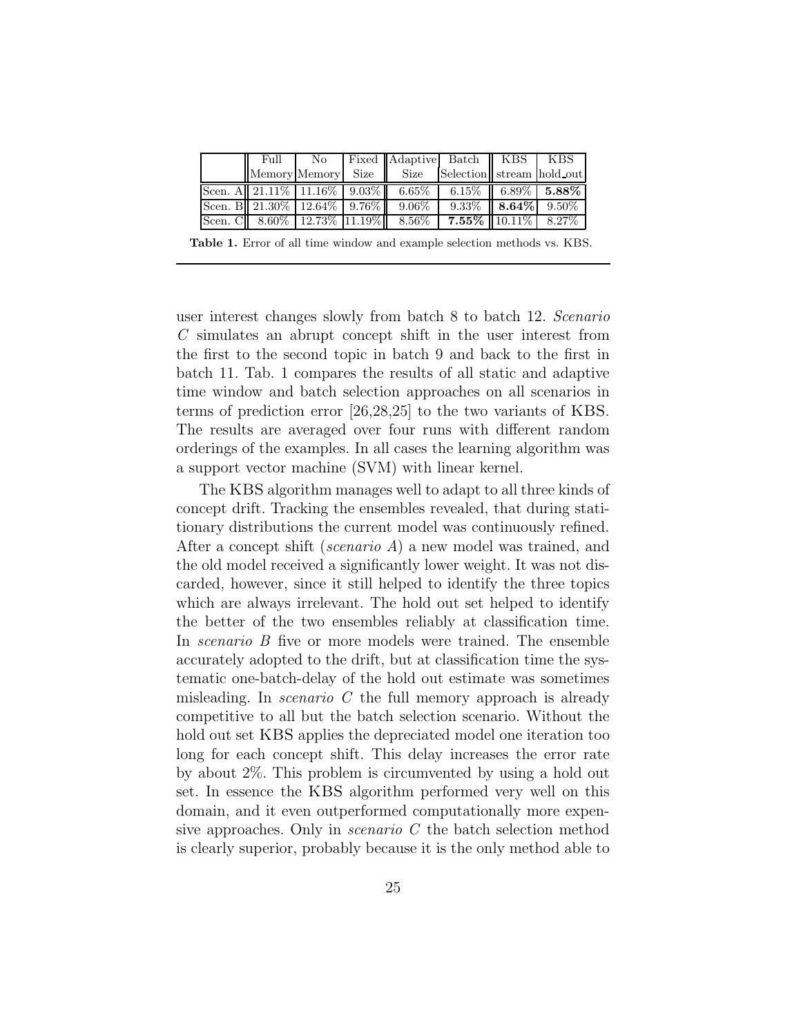|  | Full Memory | No Memory | Fixed Size | Adaptive Size | Batch Selection | KBS stream | KBS hold_out |
|---|---|---|---|---|---|---|---|
| Scen. A | 21.11% | 11.16% | 9.03% | 6.65% | 6.15% | 6.89% | **5.88%** |
| Scen. B | 21.30% | 12.64% | 9.76% | 9.06% | 9.33% | **8.64%** | 9.50% |
| Scen. C | 8.60% | 12.73% | 11.19% | 8.56% | **7.55%** | 10.11% | 8.27% |

**Table 1.** Error of all time window and example selection methods vs. KBS.

user interest changes slowly from batch 8 to batch 12. *Scenario C* simulates an abrupt concept shift in the user interest from the first to the second topic in batch 9 and back to the first in batch 11. Tab. 1 compares the results of all static and adaptive time window and batch selection approaches on all scenarios in terms of prediction error [26,28,25] to the two variants of KBS. The results are averaged over four runs with different random orderings of the examples. In all cases the learning algorithm was a support vector machine (SVM) with linear kernel.

The KBS algorithm manages well to adapt to all three kinds of concept drift. Tracking the ensembles revealed, that during stationary distributions the current model was continuously refined. After a concept shift (*scenario A*) a new model was trained, and the old model received a significantly lower weight. It was not discarded, however, since it still helped to identify the three topics which are always irrelevant. The hold out set helped to identify the better of the two ensembles reliably at classification time. In *scenario B* five or more models were trained. The ensemble accurately adopted to the drift, but at classification time the systematic one-batch-delay of the hold out estimate was sometimes misleading. In *scenario C* the full memory approach is already competitive to all but the batch selection scenario. Without the hold out set KBS applies the depreciated model one iteration too long for each concept shift. This delay increases the error rate by about 2%. This problem is circumvented by using a hold out set. In essence the KBS algorithm performed very well on this domain, and it even outperformed computationally more expensive approaches. Only in *scenario C* the batch selection method is clearly superior, probably because it is the only method able to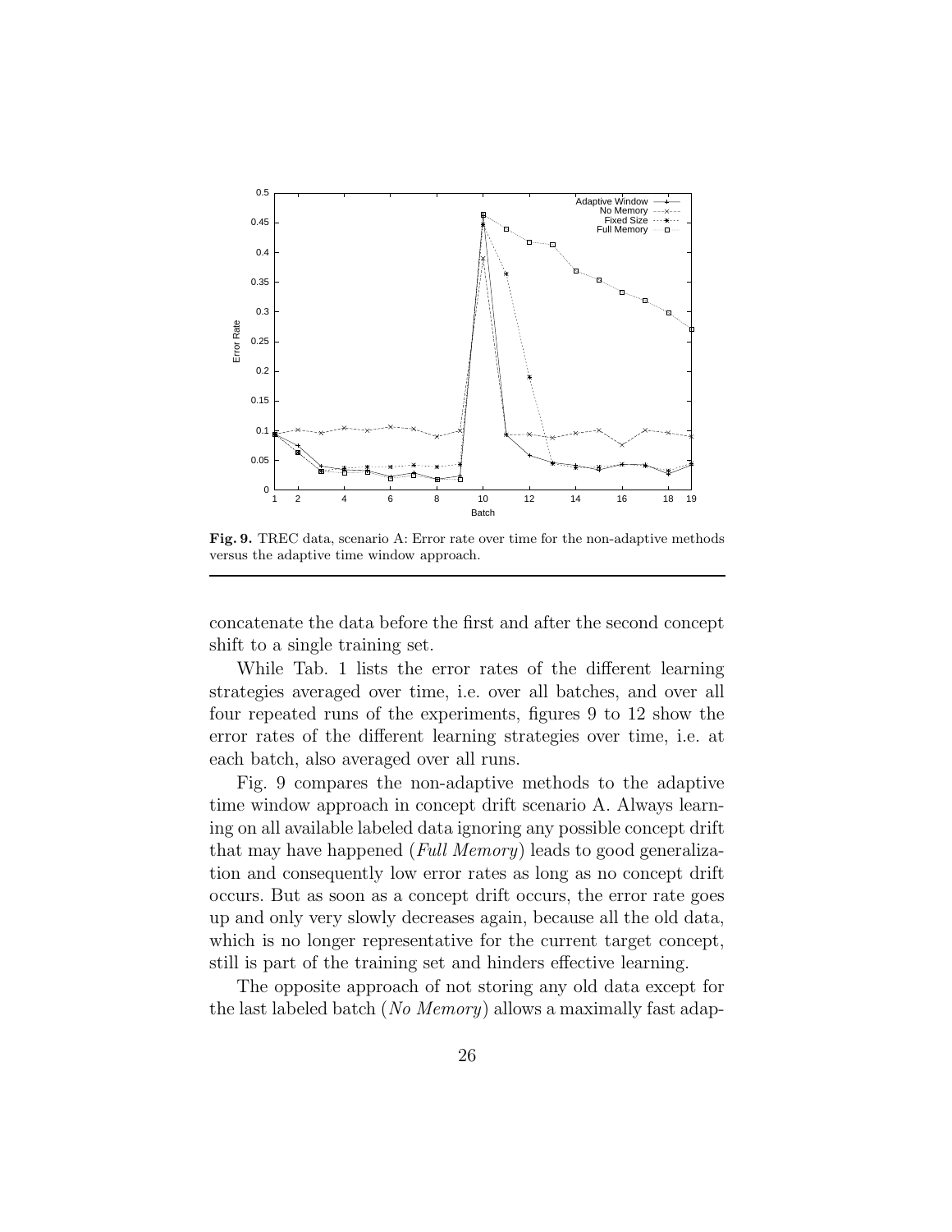**Fig. 9.** TREC data, scenario A: Error rate over time for the non-adaptive methods versus the adaptive time window approach.

concatenate the data before the first and after the second concept shift to a single training set.

While Tab. 1 lists the error rates of the different learning strategies averaged over time, i.e. over all batches, and over all four repeated runs of the experiments, figures 9 to 12 show the error rates of the different learning strategies over time, i.e. at each batch, also averaged over all runs.

Fig. 9 compares the non-adaptive methods to the adaptive time window approach in concept drift scenario A. Always learning on all available labeled data ignoring any possible concept drift that may have happened (*Full Memory*) leads to good generalization and consequently low error rates as long as no concept drift occurs. But as soon as a concept drift occurs, the error rate goes up and only very slowly decreases again, because all the old data, which is no longer representative for the current target concept, still is part of the training set and hinders effective learning.

The opposite approach of not storing any old data except for the last labeled batch (*No Memory*) allows a maximally fast adap-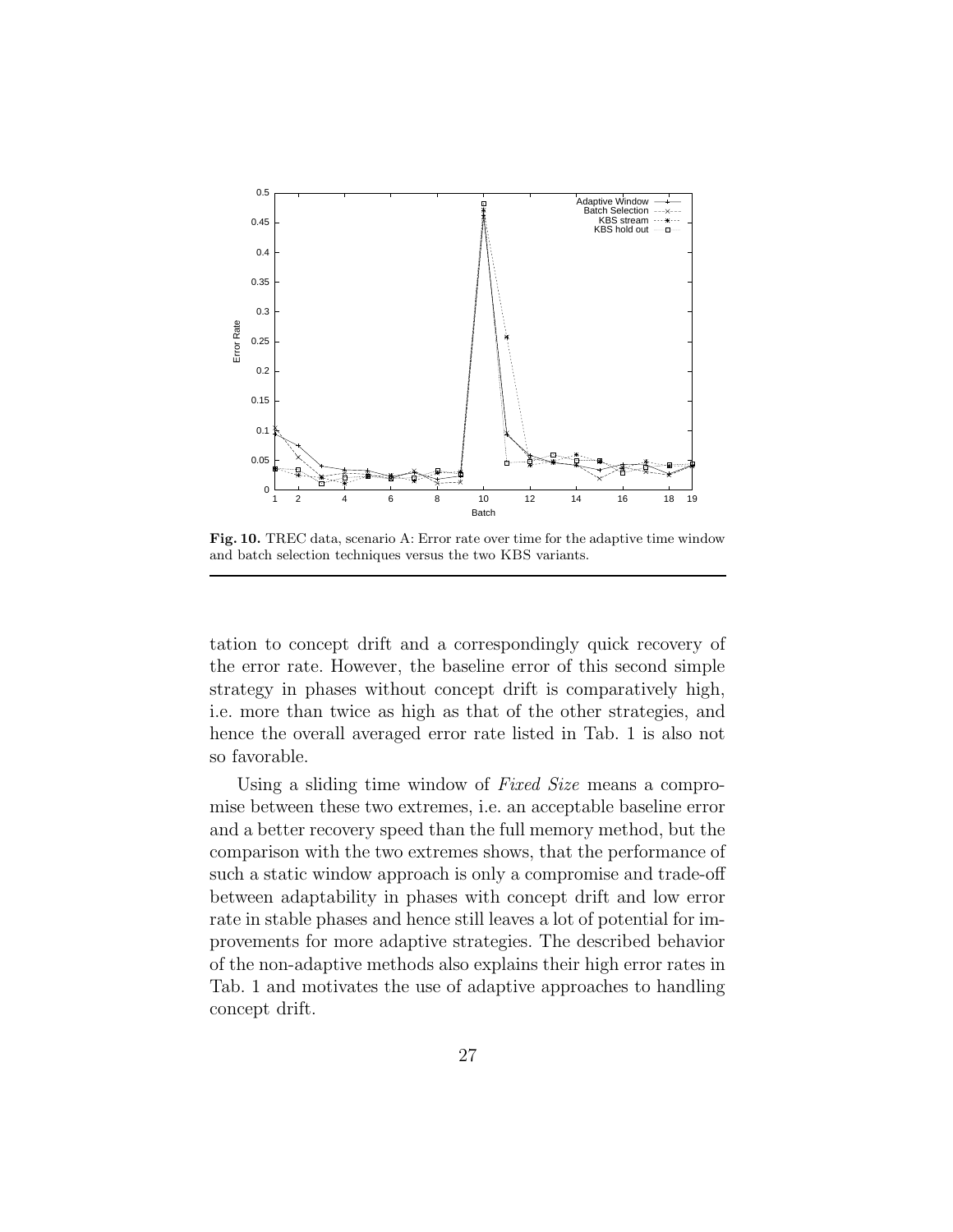**Fig. 10.** TREC data, scenario A: Error rate over time for the adaptive time window and batch selection techniques versus the two KBS variants.

tation to concept drift and a correspondingly quick recovery of the error rate. However, the baseline error of this second simple strategy in phases without concept drift is comparatively high, i.e. more than twice as high as that of the other strategies, and hence the overall averaged error rate listed in Tab. 1 is also not so favorable.

Using a sliding time window of *Fixed Size* means a compromise between these two extremes, i.e. an acceptable baseline error and a better recovery speed than the full memory method, but the comparison with the two extremes shows, that the performance of such a static window approach is only a compromise and trade-off between adaptability in phases with concept drift and low error rate in stable phases and hence still leaves a lot of potential for improvements for more adaptive strategies. The described behavior of the non-adaptive methods also explains their high error rates in Tab. 1 and motivates the use of adaptive approaches to handling concept drift.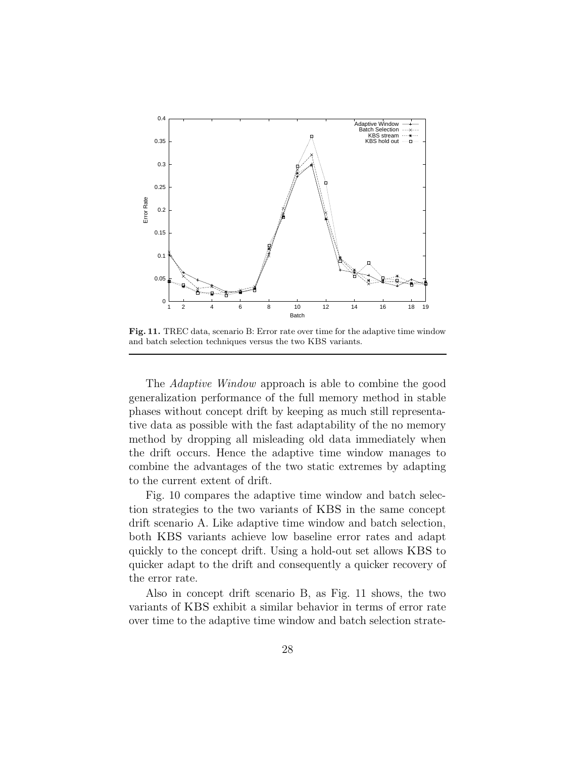**Fig. 11.** TREC data, scenario B: Error rate over time for the adaptive time window and batch selection techniques versus the two KBS variants.

The *Adaptive Window* approach is able to combine the good generalization performance of the full memory method in stable phases without concept drift by keeping as much still representative data as possible with the fast adaptability of the no memory method by dropping all misleading old data immediately when the drift occurs. Hence the adaptive time window manages to combine the advantages of the two static extremes by adapting to the current extent of drift.

Fig. 10 compares the adaptive time window and batch selection strategies to the two variants of KBS in the same concept drift scenario A. Like adaptive time window and batch selection, both KBS variants achieve low baseline error rates and adapt quickly to the concept drift. Using a hold-out set allows KBS to quicker adapt to the drift and consequently a quicker recovery of the error rate.

Also in concept drift scenario B, as Fig. 11 shows, the two variants of KBS exhibit a similar behavior in terms of error rate over time to the adaptive time window and batch selection strate-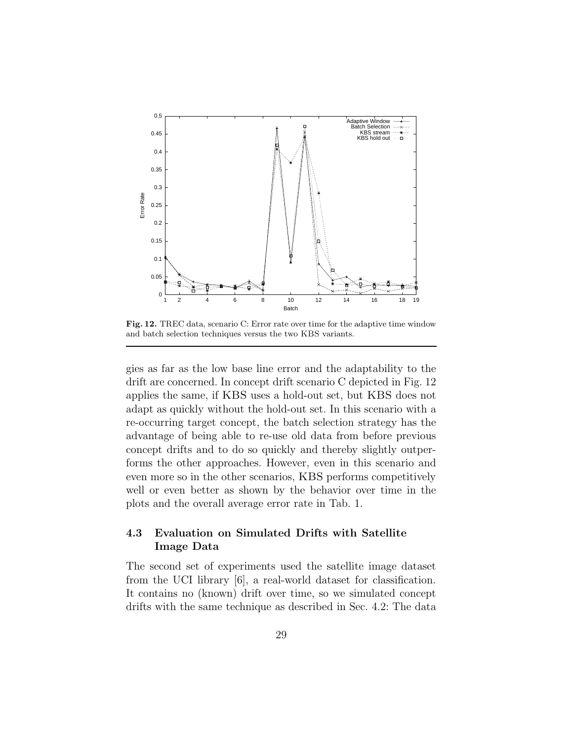**Fig. 12.** TREC data, scenario C: Error rate over time for the adaptive time window and batch selection techniques versus the two KBS variants.

gies as far as the low base line error and the adaptability to the drift are concerned. In concept drift scenario C depicted in Fig. 12 applies the same, if KBS uses a hold-out set, but KBS does not adapt as quickly without the hold-out set. In this scenario with a re-occurring target concept, the batch selection strategy has the advantage of being able to re-use old data from before previous concept drifts and to do so quickly and thereby slightly outperforms the other approaches. However, even in this scenario and even more so in the other scenarios, KBS performs competitively well or even better as shown by the behavior over time in the plots and the overall average error rate in Tab. 1.

### 4.3 Evaluation on Simulated Drifts with Satellite Image Data

The second set of experiments used the satellite image dataset from the UCI library [6], a real-world dataset for classification. It contains no (known) drift over time, so we simulated concept drifts with the same technique as described in Sec. 4.2: The data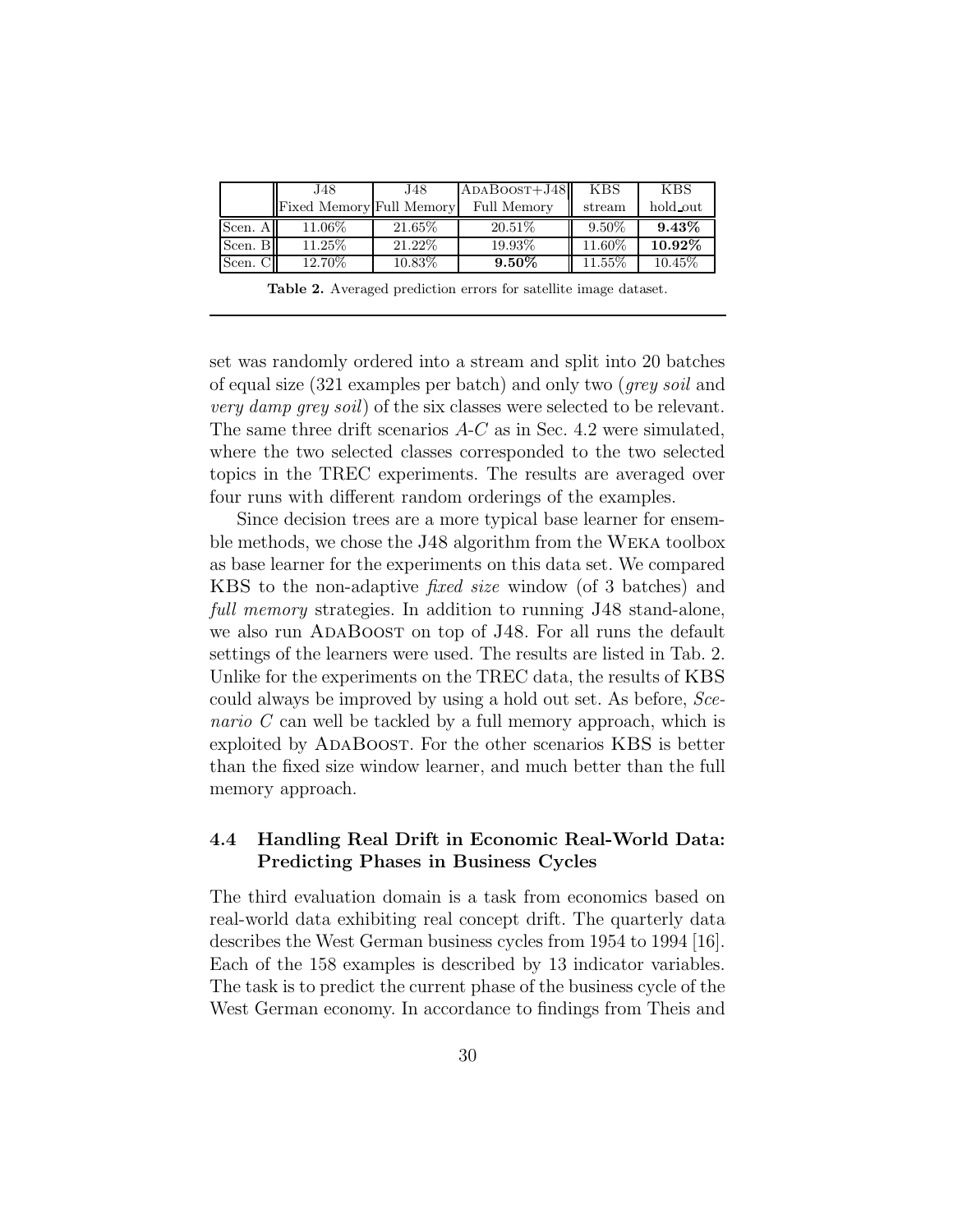| | J48 Fixed Memory | J48 Full Memory | AdaBoost+J48 Full Memory | KBS stream | KBS hold_out |
|---|---|---|---|---|---|
| Scen. A | 11.06% | 21.65% | 20.51% | 9.50% | **9.43%** |
| Scen. B | 11.25% | 21.22% | 19.93% | 11.60% | **10.92%** |
| Scen. C | 12.70% | 10.83% | **9.50%** | 11.55% | 10.45% |

**Table 2.** Averaged prediction errors for satellite image dataset.

set was randomly ordered into a stream and split into 20 batches of equal size (321 examples per batch) and only two (*grey soil* and *very damp grey soil*) of the six classes were selected to be relevant. The same three drift scenarios *A*-*C* as in Sec. 4.2 were simulated, where the two selected classes corresponded to the two selected topics in the TREC experiments. The results are averaged over four runs with different random orderings of the examples.

Since decision trees are a more typical base learner for ensemble methods, we chose the J48 algorithm from the Weka toolbox as base learner for the experiments on this data set. We compared KBS to the non-adaptive *fixed size* window (of 3 batches) and *full memory* strategies. In addition to running J48 stand-alone, we also run AdaBoost on top of J48. For all runs the default settings of the learners were used. The results are listed in Tab. 2. Unlike for the experiments on the TREC data, the results of KBS could always be improved by using a hold out set. As before, *Scenario C* can well be tackled by a full memory approach, which is exploited by AdaBoost. For the other scenarios KBS is better than the fixed size window learner, and much better than the full memory approach.

### 4.4 Handling Real Drift in Economic Real-World Data: Predicting Phases in Business Cycles

The third evaluation domain is a task from economics based on real-world data exhibiting real concept drift. The quarterly data describes the West German business cycles from 1954 to 1994 [16]. Each of the 158 examples is described by 13 indicator variables. The task is to predict the current phase of the business cycle of the West German economy. In accordance to findings from Theis and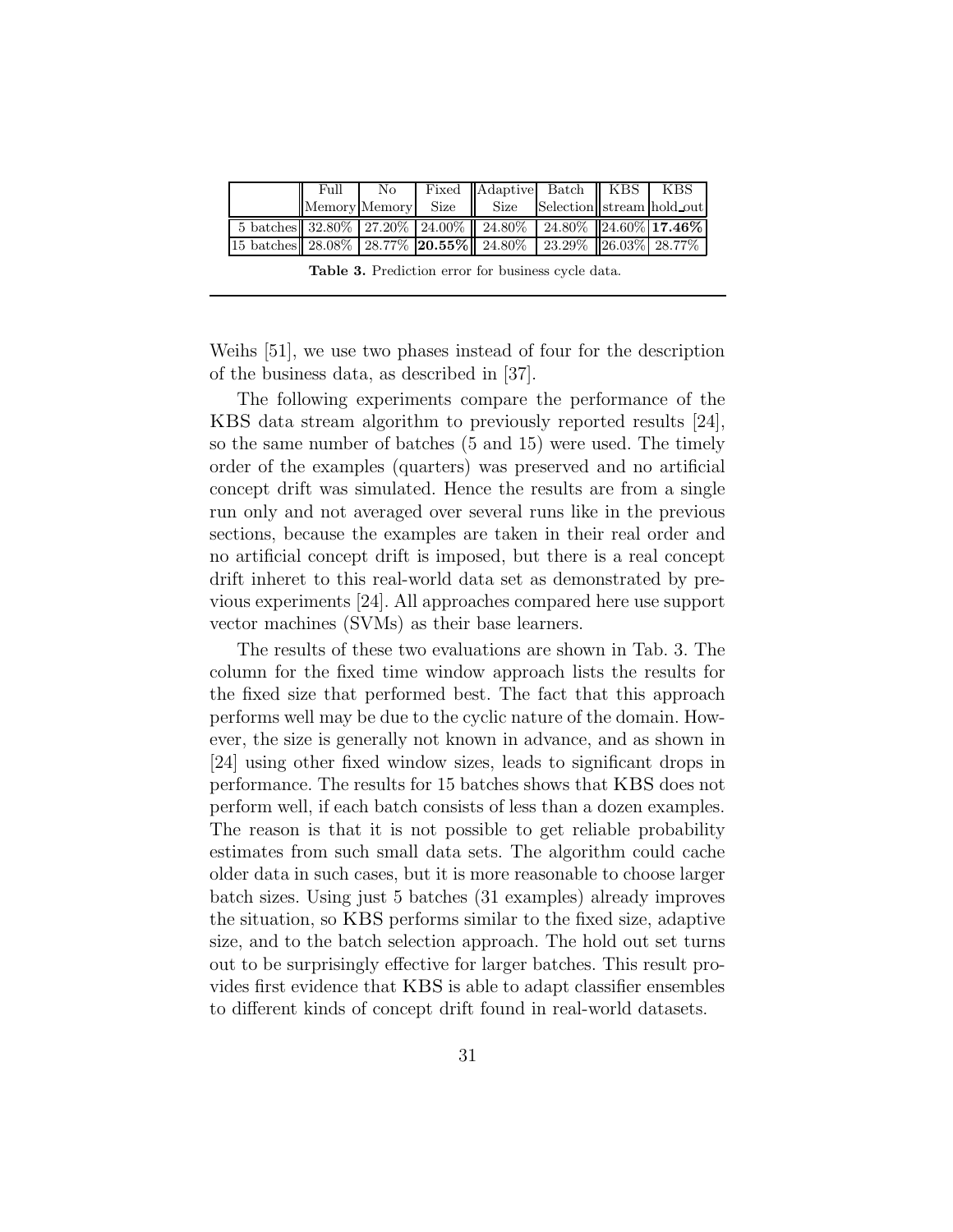| | Full Memory | No Memory | Fixed Size | Adaptive Size | Batch Selection | KBS stream | KBS hold_out |
|---|---|---|---|---|---|---|---|
| 5 batches | 32.80% | 27.20% | 24.00% | 24.80% | 24.80% | 24.60% | **17.46%** |
| 15 batches | 28.08% | 28.77% | **20.55%** | 24.80% | 23.29% | 26.03% | 28.77% |

**Table 3.** Prediction error for business cycle data.

Weihs [51], we use two phases instead of four for the description of the business data, as described in [37].

The following experiments compare the performance of the KBS data stream algorithm to previously reported results [24], so the same number of batches (5 and 15) were used. The timely order of the examples (quarters) was preserved and no artificial concept drift was simulated. Hence the results are from a single run only and not averaged over several runs like in the previous sections, because the examples are taken in their real order and no artificial concept drift is imposed, but there is a real concept drift inheret to this real-world data set as demonstrated by previous experiments [24]. All approaches compared here use support vector machines (SVMs) as their base learners.

The results of these two evaluations are shown in Tab. 3. The column for the fixed time window approach lists the results for the fixed size that performed best. The fact that this approach performs well may be due to the cyclic nature of the domain. However, the size is generally not known in advance, and as shown in [24] using other fixed window sizes, leads to significant drops in performance. The results for 15 batches shows that KBS does not perform well, if each batch consists of less than a dozen examples. The reason is that it is not possible to get reliable probability estimates from such small data sets. The algorithm could cache older data in such cases, but it is more reasonable to choose larger batch sizes. Using just 5 batches (31 examples) already improves the situation, so KBS performs similar to the fixed size, adaptive size, and to the batch selection approach. The hold out set turns out to be surprisingly effective for larger batches. This result provides first evidence that KBS is able to adapt classifier ensembles to different kinds of concept drift found in real-world datasets.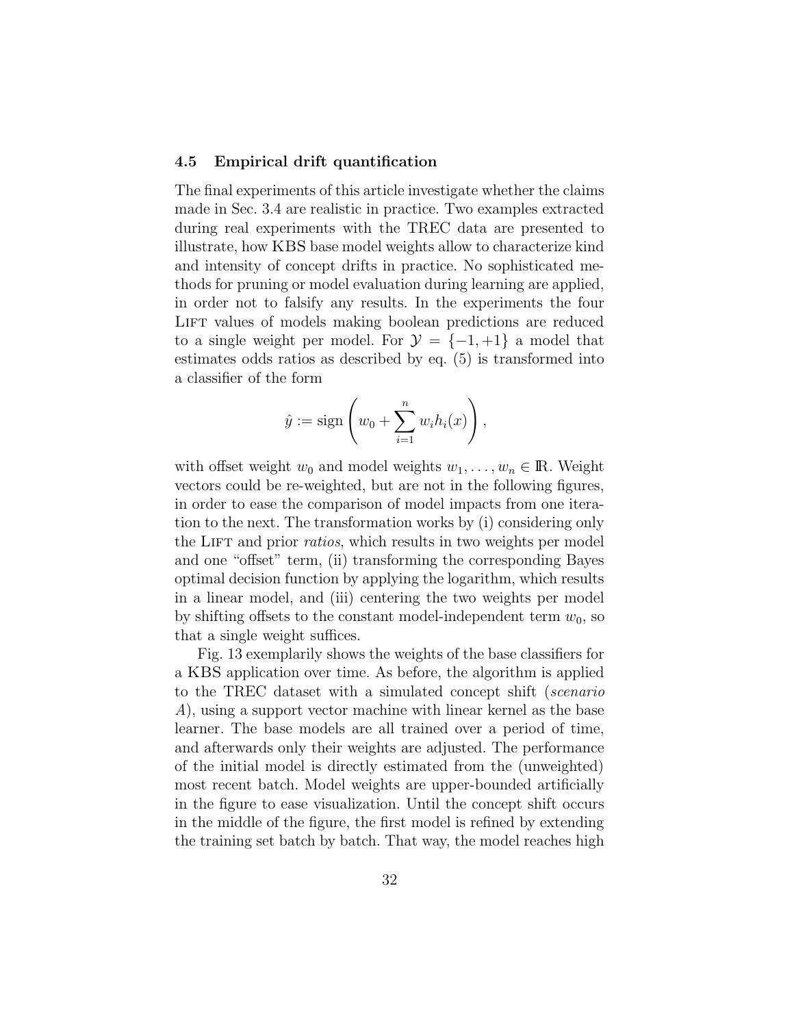### 4.5 Empirical drift quantification

The final experiments of this article investigate whether the claims made in Sec. 3.4 are realistic in practice. Two examples extracted during real experiments with the TREC data are presented to illustrate, how KBS base model weights allow to characterize kind and intensity of concept drifts in practice. No sophisticated methods for pruning or model evaluation during learning are applied, in order not to falsify any results. In the experiments the four LIFT values of models making boolean predictions are reduced to a single weight per model. For $\mathcal{Y} = \{-1, +1\}$ a model that estimates odds ratios as described by eq. (5) is transformed into a classifier of the form

$$\hat{y} := \text{sign}\left(w_0 + \sum_{i=1}^{n} w_i h_i(x)\right),$$

with offset weight $w_0$ and model weights $w_1, \ldots, w_n \in \mathbb{R}$. Weight vectors could be re-weighted, but are not in the following figures, in order to ease the comparison of model impacts from one iteration to the next. The transformation works by (i) considering only the LIFT and prior *ratios*, which results in two weights per model and one "offset" term, (ii) transforming the corresponding Bayes optimal decision function by applying the logarithm, which results in a linear model, and (iii) centering the two weights per model by shifting offsets to the constant model-independent term $w_0$, so that a single weight suffices.

Fig. 13 exemplarily shows the weights of the base classifiers for a KBS application over time. As before, the algorithm is applied to the TREC dataset with a simulated concept shift (*scenario A*), using a support vector machine with linear kernel as the base learner. The base models are all trained over a period of time, and afterwards only their weights are adjusted. The performance of the initial model is directly estimated from the (unweighted) most recent batch. Model weights are upper-bounded artificially in the figure to ease visualization. Until the concept shift occurs in the middle of the figure, the first model is refined by extending the training set batch by batch. That way, the model reaches high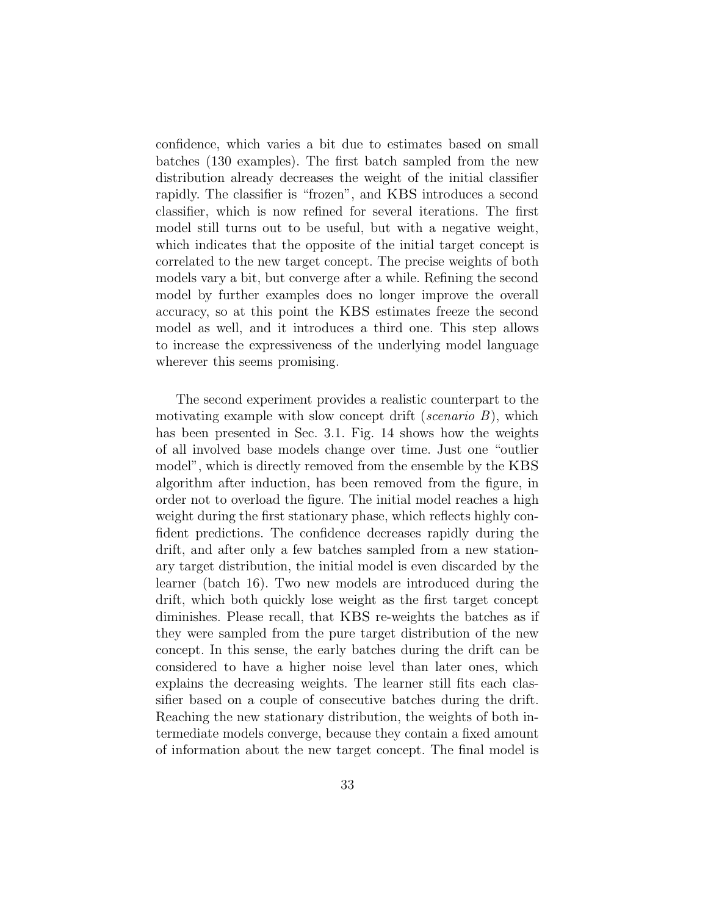confidence, which varies a bit due to estimates based on small batches (130 examples). The first batch sampled from the new distribution already decreases the weight of the initial classifier rapidly. The classifier is "frozen", and KBS introduces a second classifier, which is now refined for several iterations. The first model still turns out to be useful, but with a negative weight, which indicates that the opposite of the initial target concept is correlated to the new target concept. The precise weights of both models vary a bit, but converge after a while. Refining the second model by further examples does no longer improve the overall accuracy, so at this point the KBS estimates freeze the second model as well, and it introduces a third one. This step allows to increase the expressiveness of the underlying model language wherever this seems promising.

The second experiment provides a realistic counterpart to the motivating example with slow concept drift (*scenario B*), which has been presented in Sec. 3.1. Fig. 14 shows how the weights of all involved base models change over time. Just one "outlier model", which is directly removed from the ensemble by the KBS algorithm after induction, has been removed from the figure, in order not to overload the figure. The initial model reaches a high weight during the first stationary phase, which reflects highly confident predictions. The confidence decreases rapidly during the drift, and after only a few batches sampled from a new stationary target distribution, the initial model is even discarded by the learner (batch 16). Two new models are introduced during the drift, which both quickly lose weight as the first target concept diminishes. Please recall, that KBS re-weights the batches as if they were sampled from the pure target distribution of the new concept. In this sense, the early batches during the drift can be considered to have a higher noise level than later ones, which explains the decreasing weights. The learner still fits each classifier based on a couple of consecutive batches during the drift. Reaching the new stationary distribution, the weights of both intermediate models converge, because they contain a fixed amount of information about the new target concept. The final model is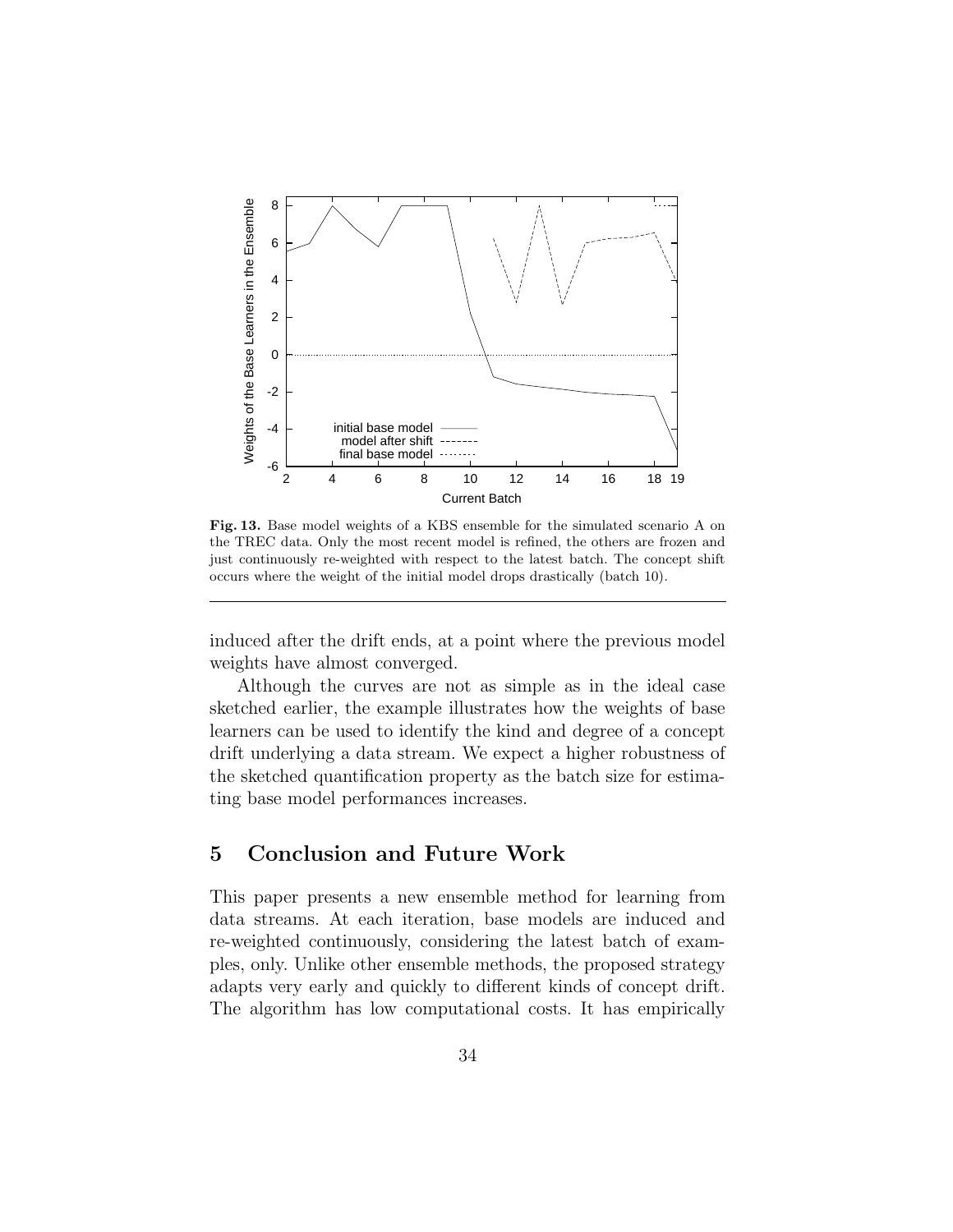**Fig. 13.** Base model weights of a KBS ensemble for the simulated scenario A on the TREC data. Only the most recent model is refined, the others are frozen and just continuously re-weighted with respect to the latest batch. The concept shift occurs where the weight of the initial model drops drastically (batch 10).

induced after the drift ends, at a point where the previous model weights have almost converged.

Although the curves are not as simple as in the ideal case sketched earlier, the example illustrates how the weights of base learners can be used to identify the kind and degree of a concept drift underlying a data stream. We expect a higher robustness of the sketched quantification property as the batch size for estimating base model performances increases.

## 5 Conclusion and Future Work

This paper presents a new ensemble method for learning from data streams. At each iteration, base models are induced and re-weighted continuously, considering the latest batch of examples, only. Unlike other ensemble methods, the proposed strategy adapts very early and quickly to different kinds of concept drift. The algorithm has low computational costs. It has empirically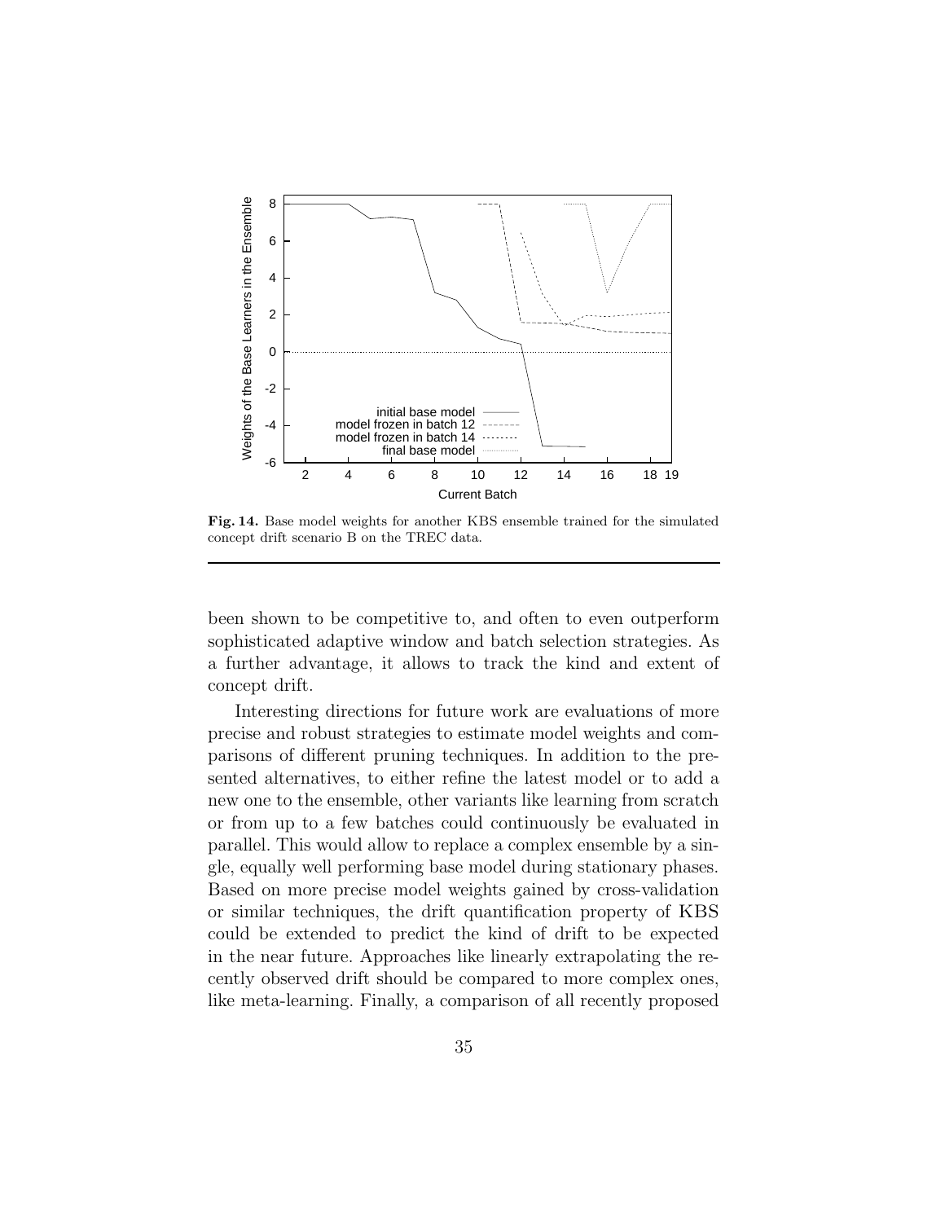**Fig. 14.** Base model weights for another KBS ensemble trained for the simulated concept drift scenario B on the TREC data.

been shown to be competitive to, and often to even outperform sophisticated adaptive window and batch selection strategies. As a further advantage, it allows to track the kind and extent of concept drift.

Interesting directions for future work are evaluations of more precise and robust strategies to estimate model weights and comparisons of different pruning techniques. In addition to the presented alternatives, to either refine the latest model or to add a new one to the ensemble, other variants like learning from scratch or from up to a few batches could continuously be evaluated in parallel. This would allow to replace a complex ensemble by a single, equally well performing base model during stationary phases. Based on more precise model weights gained by cross-validation or similar techniques, the drift quantification property of KBS could be extended to predict the kind of drift to be expected in the near future. Approaches like linearly extrapolating the recently observed drift should be compared to more complex ones, like meta-learning. Finally, a comparison of all recently proposed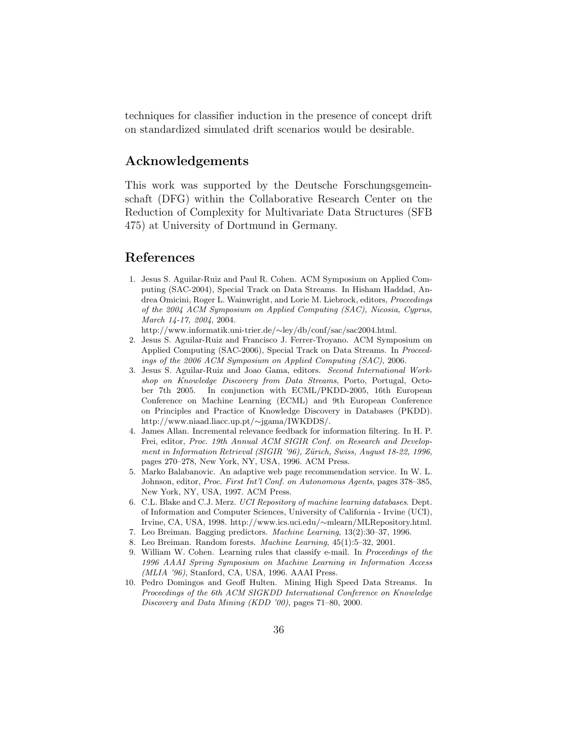techniques for classifier induction in the presence of concept drift on standardized simulated drift scenarios would be desirable.

## Acknowledgements

This work was supported by the Deutsche Forschungsgemeinschaft (DFG) within the Collaborative Research Center on the Reduction of Complexity for Multivariate Data Structures (SFB 475) at University of Dortmund in Germany.

## References

1. Jesus S. Aguilar-Ruiz and Paul R. Cohen. ACM Symposium on Applied Computing (SAC-2004), Special Track on Data Streams. In Hisham Haddad, Andrea Omicini, Roger L. Wainwright, and Lorie M. Liebrock, editors, *Proceedings of the 2004 ACM Symposium on Applied Computing (SAC), Nicosia, Cyprus, March 14-17, 2004*, 2004. http://www.informatik.uni-trier.de/∼ley/db/conf/sac/sac2004.html.
2. Jesus S. Aguilar-Ruiz and Francisco J. Ferrer-Troyano. ACM Symposium on Applied Computing (SAC-2006), Special Track on Data Streams. In *Proceedings of the 2006 ACM Symposium on Applied Computing (SAC)*, 2006.
3. Jesus S. Aguilar-Ruiz and Joao Gama, editors. *Second International Workshop on Knowledge Discovery from Data Streams*, Porto, Portugal, October 7th 2005. In conjunction with ECML/PKDD-2005, 16th European Conference on Machine Learning (ECML) and 9th European Conference on Principles and Practice of Knowledge Discovery in Databases (PKDD). http://www.niaad.liacc.up.pt/∼jgama/IWKDDS/.
4. James Allan. Incremental relevance feedback for information filtering. In H. P. Frei, editor, *Proc. 19th Annual ACM SIGIR Conf. on Research and Development in Information Retrieval (SIGIR '96), Zürich, Swiss, August 18-22, 1996*, pages 270–278, New York, NY, USA, 1996. ACM Press.
5. Marko Balabanovic. An adaptive web page recommendation service. In W. L. Johnson, editor, *Proc. First Int'l Conf. on Autonomous Agents*, pages 378–385, New York, NY, USA, 1997. ACM Press.
6. C.L. Blake and C.J. Merz. *UCI Repository of machine learning databases*. Dept. of Information and Computer Sciences, University of California - Irvine (UCI), Irvine, CA, USA, 1998. http://www.ics.uci.edu/∼mlearn/MLRepository.html.
7. Leo Breiman. Bagging predictors. *Machine Learning*, 13(2):30–37, 1996.
8. Leo Breiman. Random forests. *Machine Learning*, 45(1):5–32, 2001.
9. William W. Cohen. Learning rules that classify e-mail. In *Proceedings of the 1996 AAAI Spring Symposium on Machine Learning in Information Access (MLIA '96)*, Stanford, CA, USA, 1996. AAAI Press.
10. Pedro Domingos and Geoff Hulten. Mining High Speed Data Streams. In *Proceedings of the 6th ACM SIGKDD International Conference on Knowledge Discovery and Data Mining (KDD '00)*, pages 71–80, 2000.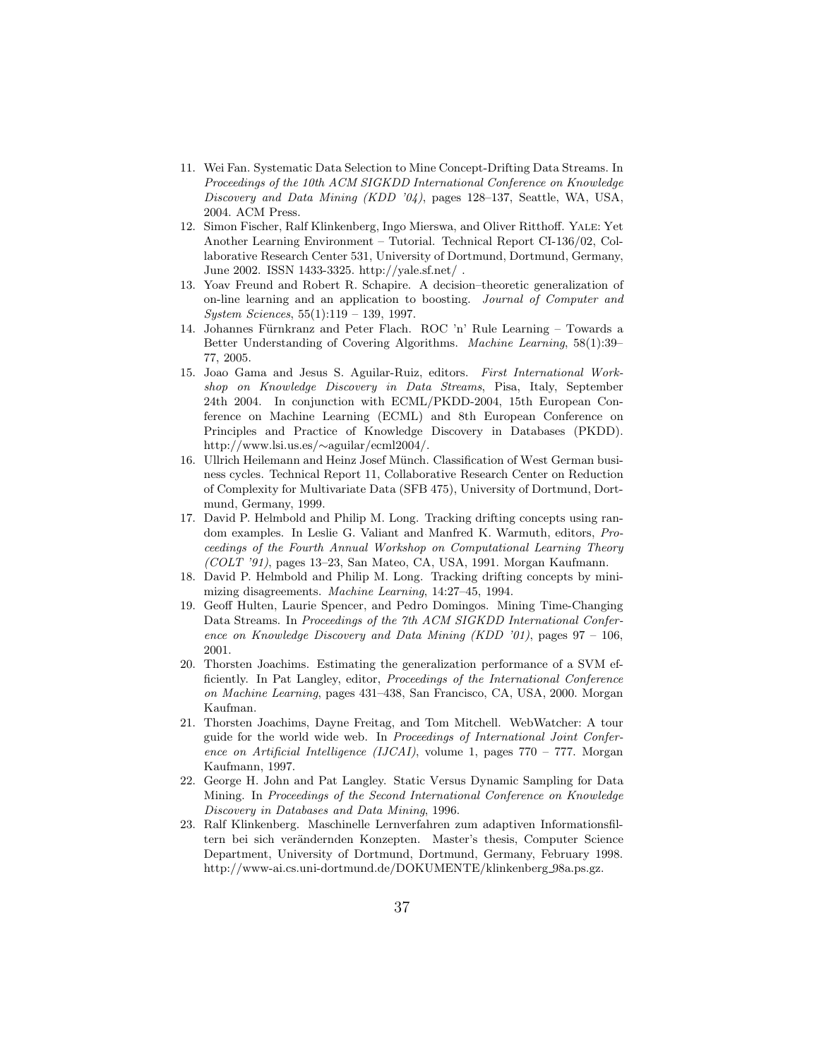11. Wei Fan. Systematic Data Selection to Mine Concept-Drifting Data Streams. In *Proceedings of the 10th ACM SIGKDD International Conference on Knowledge Discovery and Data Mining (KDD '04)*, pages 128–137, Seattle, WA, USA, 2004. ACM Press.
12. Simon Fischer, Ralf Klinkenberg, Ingo Mierswa, and Oliver Ritthoff. Yale: Yet Another Learning Environment – Tutorial. Technical Report CI-136/02, Collaborative Research Center 531, University of Dortmund, Dortmund, Germany, June 2002. ISSN 1433-3325. http://yale.sf.net/ .
13. Yoav Freund and Robert R. Schapire. A decision–theoretic generalization of on-line learning and an application to boosting. *Journal of Computer and System Sciences*, 55(1):119 – 139, 1997.
14. Johannes Fürnkranz and Peter Flach. ROC 'n' Rule Learning – Towards a Better Understanding of Covering Algorithms. *Machine Learning*, 58(1):39–77, 2005.
15. Joao Gama and Jesus S. Aguilar-Ruiz, editors. *First International Workshop on Knowledge Discovery in Data Streams*, Pisa, Italy, September 24th 2004. In conjunction with ECML/PKDD-2004, 15th European Conference on Machine Learning (ECML) and 8th European Conference on Principles and Practice of Knowledge Discovery in Databases (PKDD). http://www.lsi.us.es/∼aguilar/ecml2004/.
16. Ullrich Heilemann and Heinz Josef Münch. Classification of West German business cycles. Technical Report 11, Collaborative Research Center on Reduction of Complexity for Multivariate Data (SFB 475), University of Dortmund, Dortmund, Germany, 1999.
17. David P. Helmbold and Philip M. Long. Tracking drifting concepts using random examples. In Leslie G. Valiant and Manfred K. Warmuth, editors, *Proceedings of the Fourth Annual Workshop on Computational Learning Theory (COLT '91)*, pages 13–23, San Mateo, CA, USA, 1991. Morgan Kaufmann.
18. David P. Helmbold and Philip M. Long. Tracking drifting concepts by minimizing disagreements. *Machine Learning*, 14:27–45, 1994.
19. Geoff Hulten, Laurie Spencer, and Pedro Domingos. Mining Time-Changing Data Streams. In *Proceedings of the 7th ACM SIGKDD International Conference on Knowledge Discovery and Data Mining (KDD '01)*, pages 97 – 106, 2001.
20. Thorsten Joachims. Estimating the generalization performance of a SVM efficiently. In Pat Langley, editor, *Proceedings of the International Conference on Machine Learning*, pages 431–438, San Francisco, CA, USA, 2000. Morgan Kaufman.
21. Thorsten Joachims, Dayne Freitag, and Tom Mitchell. WebWatcher: A tour guide for the world wide web. In *Proceedings of International Joint Conference on Artificial Intelligence (IJCAI)*, volume 1, pages 770 – 777. Morgan Kaufmann, 1997.
22. George H. John and Pat Langley. Static Versus Dynamic Sampling for Data Mining. In *Proceedings of the Second International Conference on Knowledge Discovery in Databases and Data Mining*, 1996.
23. Ralf Klinkenberg. Maschinelle Lernverfahren zum adaptiven Informationsfiltern bei sich verändernden Konzepten. Master's thesis, Computer Science Department, University of Dortmund, Dortmund, Germany, February 1998. http://www-ai.cs.uni-dortmund.de/DOKUMENTE/klinkenberg_98a.ps.gz.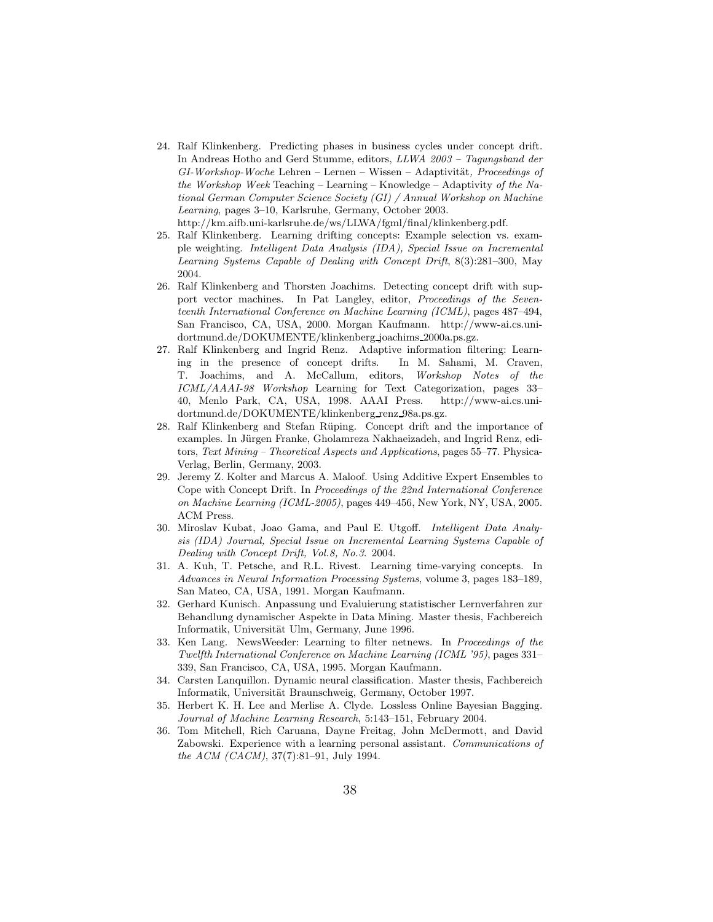24. Ralf Klinkenberg. Predicting phases in business cycles under concept drift. In Andreas Hotho and Gerd Stumme, editors, *LLWA 2003 – Tagungsband der GI-Workshop-Woche* Lehren – Lernen – Wissen – Adaptivität*, Proceedings of the Workshop Week* Teaching – Learning – Knowledge – Adaptivity *of the National German Computer Science Society (GI) / Annual Workshop on Machine Learning*, pages 3–10, Karlsruhe, Germany, October 2003. http://km.aifb.uni-karlsruhe.de/ws/LLWA/fgml/final/klinkenberg.pdf.
25. Ralf Klinkenberg. Learning drifting concepts: Example selection vs. example weighting. *Intelligent Data Analysis (IDA), Special Issue on Incremental Learning Systems Capable of Dealing with Concept Drift*, 8(3):281–300, May 2004.
26. Ralf Klinkenberg and Thorsten Joachims. Detecting concept drift with support vector machines. In Pat Langley, editor, *Proceedings of the Seventeenth International Conference on Machine Learning (ICML)*, pages 487–494, San Francisco, CA, USA, 2000. Morgan Kaufmann. http://www-ai.cs.uni-dortmund.de/DOKUMENTE/klinkenberg_joachims_2000a.ps.gz.
27. Ralf Klinkenberg and Ingrid Renz. Adaptive information filtering: Learning in the presence of concept drifts. In M. Sahami, M. Craven, T. Joachims, and A. McCallum, editors, *Workshop Notes of the ICML/AAAI-98 Workshop* Learning for Text Categorization, pages 33–40, Menlo Park, CA, USA, 1998. AAAI Press. http://www-ai.cs.uni-dortmund.de/DOKUMENTE/klinkenberg_renz_98a.ps.gz.
28. Ralf Klinkenberg and Stefan Rüping. Concept drift and the importance of examples. In Jürgen Franke, Gholamreza Nakhaeizadeh, and Ingrid Renz, editors, *Text Mining – Theoretical Aspects and Applications*, pages 55–77. Physica-Verlag, Berlin, Germany, 2003.
29. Jeremy Z. Kolter and Marcus A. Maloof. Using Additive Expert Ensembles to Cope with Concept Drift. In *Proceedings of the 22nd International Conference on Machine Learning (ICML-2005)*, pages 449–456, New York, NY, USA, 2005. ACM Press.
30. Miroslav Kubat, Joao Gama, and Paul E. Utgoff. *Intelligent Data Analysis (IDA) Journal, Special Issue on Incremental Learning Systems Capable of Dealing with Concept Drift, Vol.8, No.3*. 2004.
31. A. Kuh, T. Petsche, and R.L. Rivest. Learning time-varying concepts. In *Advances in Neural Information Processing Systems*, volume 3, pages 183–189, San Mateo, CA, USA, 1991. Morgan Kaufmann.
32. Gerhard Kunisch. Anpassung und Evaluierung statistischer Lernverfahren zur Behandlung dynamischer Aspekte in Data Mining. Master thesis, Fachbereich Informatik, Universität Ulm, Germany, June 1996.
33. Ken Lang. NewsWeeder: Learning to filter netnews. In *Proceedings of the Twelfth International Conference on Machine Learning (ICML '95)*, pages 331–339, San Francisco, CA, USA, 1995. Morgan Kaufmann.
34. Carsten Lanquillon. Dynamic neural classification. Master thesis, Fachbereich Informatik, Universität Braunschweig, Germany, October 1997.
35. Herbert K. H. Lee and Merlise A. Clyde. Lossless Online Bayesian Bagging. *Journal of Machine Learning Research*, 5:143–151, February 2004.
36. Tom Mitchell, Rich Caruana, Dayne Freitag, John McDermott, and David Zabowski. Experience with a learning personal assistant. *Communications of the ACM (CACM)*, 37(7):81–91, July 1994.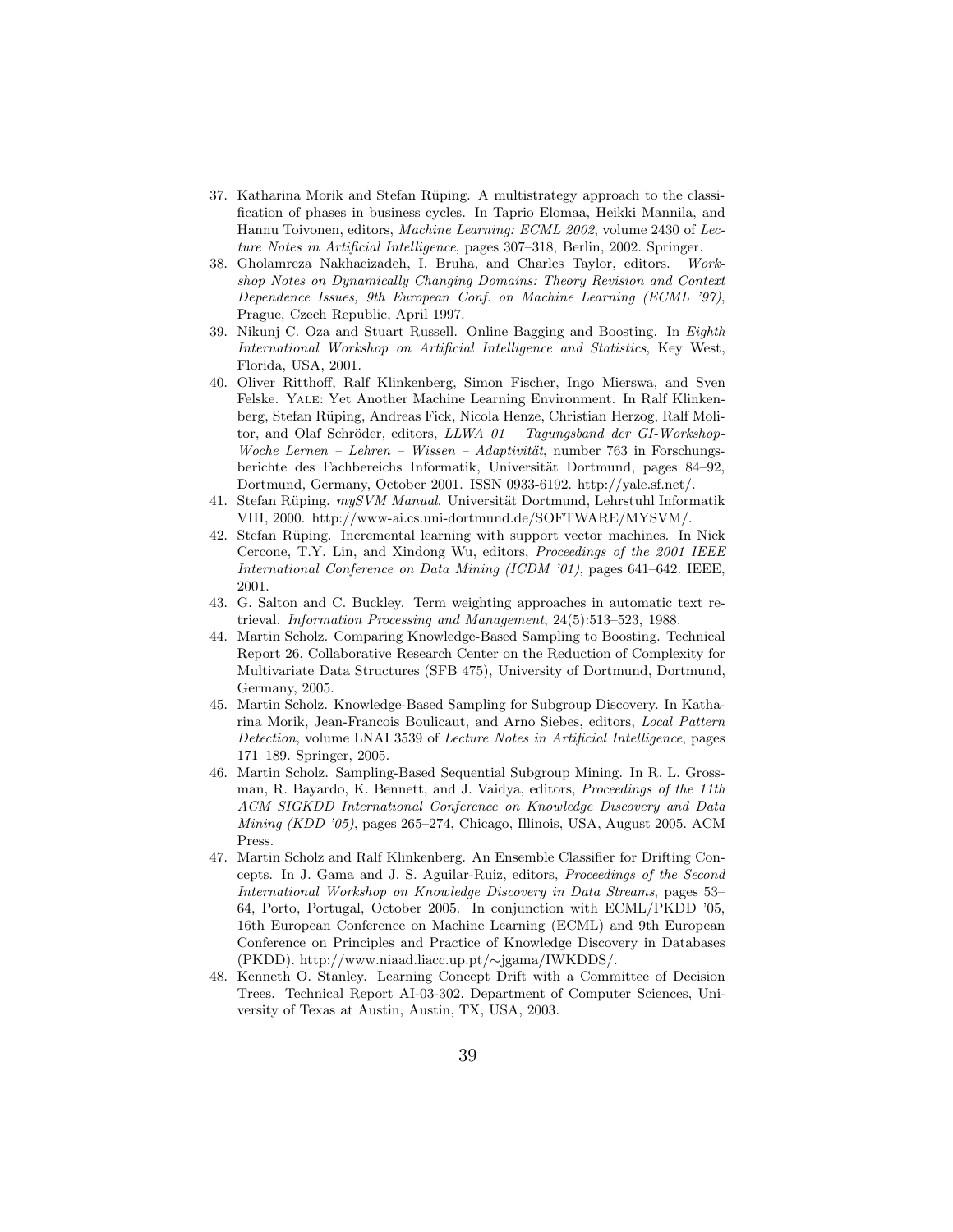37. Katharina Morik and Stefan Rüping. A multistrategy approach to the classification of phases in business cycles. In Taprio Elomaa, Heikki Mannila, and Hannu Toivonen, editors, *Machine Learning: ECML 2002*, volume 2430 of *Lecture Notes in Artificial Intelligence*, pages 307–318, Berlin, 2002. Springer.
38. Gholamreza Nakhaeizadeh, I. Bruha, and Charles Taylor, editors. *Workshop Notes on Dynamically Changing Domains: Theory Revision and Context Dependence Issues, 9th European Conf. on Machine Learning (ECML '97)*, Prague, Czech Republic, April 1997.
39. Nikunj C. Oza and Stuart Russell. Online Bagging and Boosting. In *Eighth International Workshop on Artificial Intelligence and Statistics*, Key West, Florida, USA, 2001.
40. Oliver Ritthoff, Ralf Klinkenberg, Simon Fischer, Ingo Mierswa, and Sven Felske. YALE: Yet Another Machine Learning Environment. In Ralf Klinkenberg, Stefan Rüping, Andreas Fick, Nicola Henze, Christian Herzog, Ralf Molitor, and Olaf Schröder, editors, *LLWA 01 – Tagungsband der GI-Workshop-Woche Lernen – Lehren – Wissen – Adaptivität*, number 763 in Forschungsberichte des Fachbereichs Informatik, Universität Dortmund, pages 84–92, Dortmund, Germany, October 2001. ISSN 0933-6192. http://yale.sf.net/.
41. Stefan Rüping. *mySVM Manual*. Universität Dortmund, Lehrstuhl Informatik VIII, 2000. http://www-ai.cs.uni-dortmund.de/SOFTWARE/MYSVM/.
42. Stefan Rüping. Incremental learning with support vector machines. In Nick Cercone, T.Y. Lin, and Xindong Wu, editors, *Proceedings of the 2001 IEEE International Conference on Data Mining (ICDM '01)*, pages 641–642. IEEE, 2001.
43. G. Salton and C. Buckley. Term weighting approaches in automatic text retrieval. *Information Processing and Management*, 24(5):513–523, 1988.
44. Martin Scholz. Comparing Knowledge-Based Sampling to Boosting. Technical Report 26, Collaborative Research Center on the Reduction of Complexity for Multivariate Data Structures (SFB 475), University of Dortmund, Dortmund, Germany, 2005.
45. Martin Scholz. Knowledge-Based Sampling for Subgroup Discovery. In Katharina Morik, Jean-Francois Boulicaut, and Arno Siebes, editors, *Local Pattern Detection*, volume LNAI 3539 of *Lecture Notes in Artificial Intelligence*, pages 171–189. Springer, 2005.
46. Martin Scholz. Sampling-Based Sequential Subgroup Mining. In R. L. Grossman, R. Bayardo, K. Bennett, and J. Vaidya, editors, *Proceedings of the 11th ACM SIGKDD International Conference on Knowledge Discovery and Data Mining (KDD '05)*, pages 265–274, Chicago, Illinois, USA, August 2005. ACM Press.
47. Martin Scholz and Ralf Klinkenberg. An Ensemble Classifier for Drifting Concepts. In J. Gama and J. S. Aguilar-Ruiz, editors, *Proceedings of the Second International Workshop on Knowledge Discovery in Data Streams*, pages 53–64, Porto, Portugal, October 2005. In conjunction with ECML/PKDD '05, 16th European Conference on Machine Learning (ECML) and 9th European Conference on Principles and Practice of Knowledge Discovery in Databases (PKDD). http://www.niaad.liacc.up.pt/∼jgama/IWKDDS/.
48. Kenneth O. Stanley. Learning Concept Drift with a Committee of Decision Trees. Technical Report AI-03-302, Department of Computer Sciences, University of Texas at Austin, Austin, TX, USA, 2003.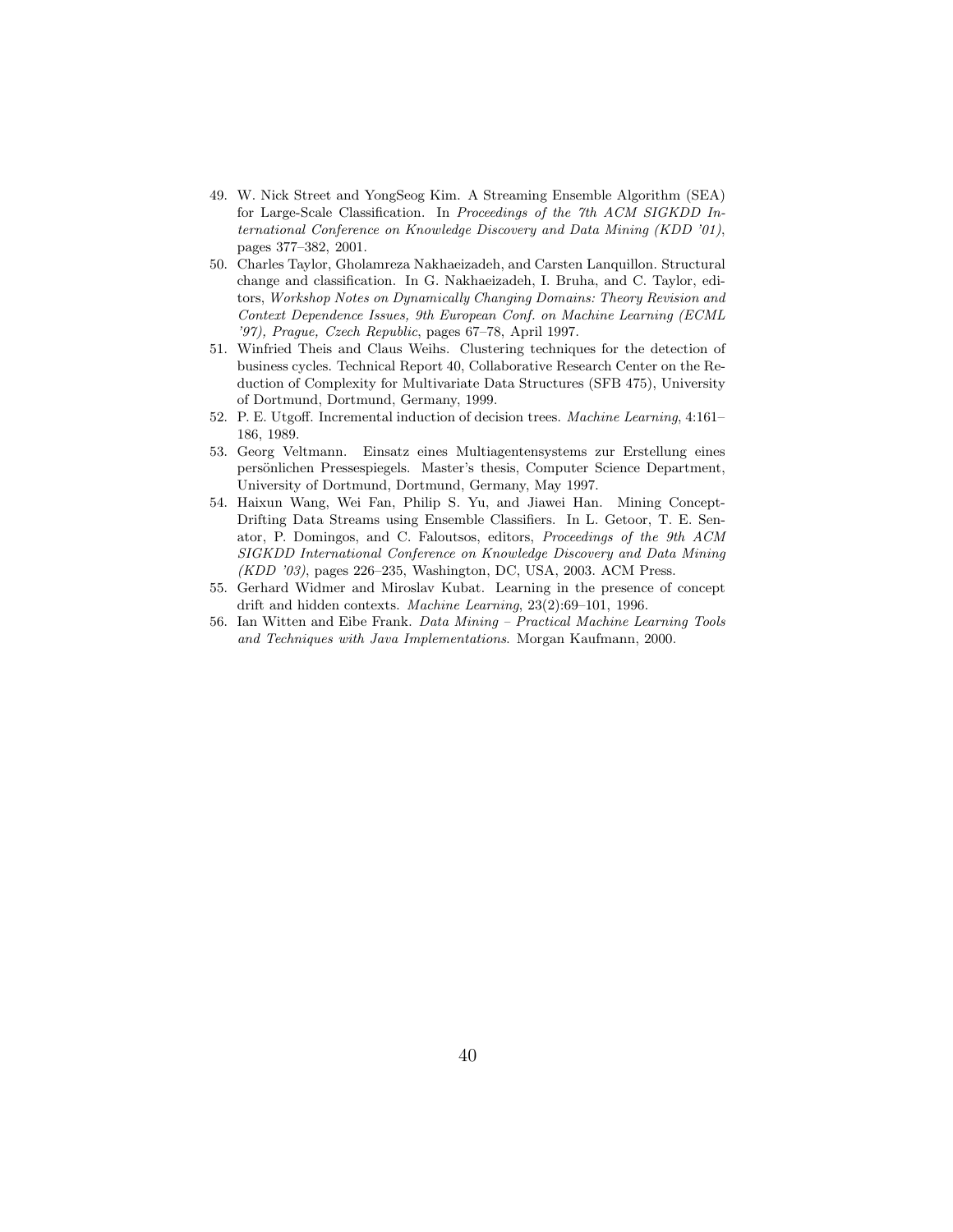49. W. Nick Street and YongSeog Kim. A Streaming Ensemble Algorithm (SEA) for Large-Scale Classification. In *Proceedings of the 7th ACM SIGKDD International Conference on Knowledge Discovery and Data Mining (KDD '01)*, pages 377–382, 2001.
50. Charles Taylor, Gholamreza Nakhaeizadeh, and Carsten Lanquillon. Structural change and classification. In G. Nakhaeizadeh, I. Bruha, and C. Taylor, editors, *Workshop Notes on Dynamically Changing Domains: Theory Revision and Context Dependence Issues, 9th European Conf. on Machine Learning (ECML '97), Prague, Czech Republic*, pages 67–78, April 1997.
51. Winfried Theis and Claus Weihs. Clustering techniques for the detection of business cycles. Technical Report 40, Collaborative Research Center on the Reduction of Complexity for Multivariate Data Structures (SFB 475), University of Dortmund, Dortmund, Germany, 1999.
52. P. E. Utgoff. Incremental induction of decision trees. *Machine Learning*, 4:161–186, 1989.
53. Georg Veltmann. Einsatz eines Multiagentensystems zur Erstellung eines persönlichen Pressespiegels. Master's thesis, Computer Science Department, University of Dortmund, Dortmund, Germany, May 1997.
54. Haixun Wang, Wei Fan, Philip S. Yu, and Jiawei Han. Mining Concept-Drifting Data Streams using Ensemble Classifiers. In L. Getoor, T. E. Senator, P. Domingos, and C. Faloutsos, editors, *Proceedings of the 9th ACM SIGKDD International Conference on Knowledge Discovery and Data Mining (KDD '03)*, pages 226–235, Washington, DC, USA, 2003. ACM Press.
55. Gerhard Widmer and Miroslav Kubat. Learning in the presence of concept drift and hidden contexts. *Machine Learning*, 23(2):69–101, 1996.
56. Ian Witten and Eibe Frank. *Data Mining – Practical Machine Learning Tools and Techniques with Java Implementations*. Morgan Kaufmann, 2000.